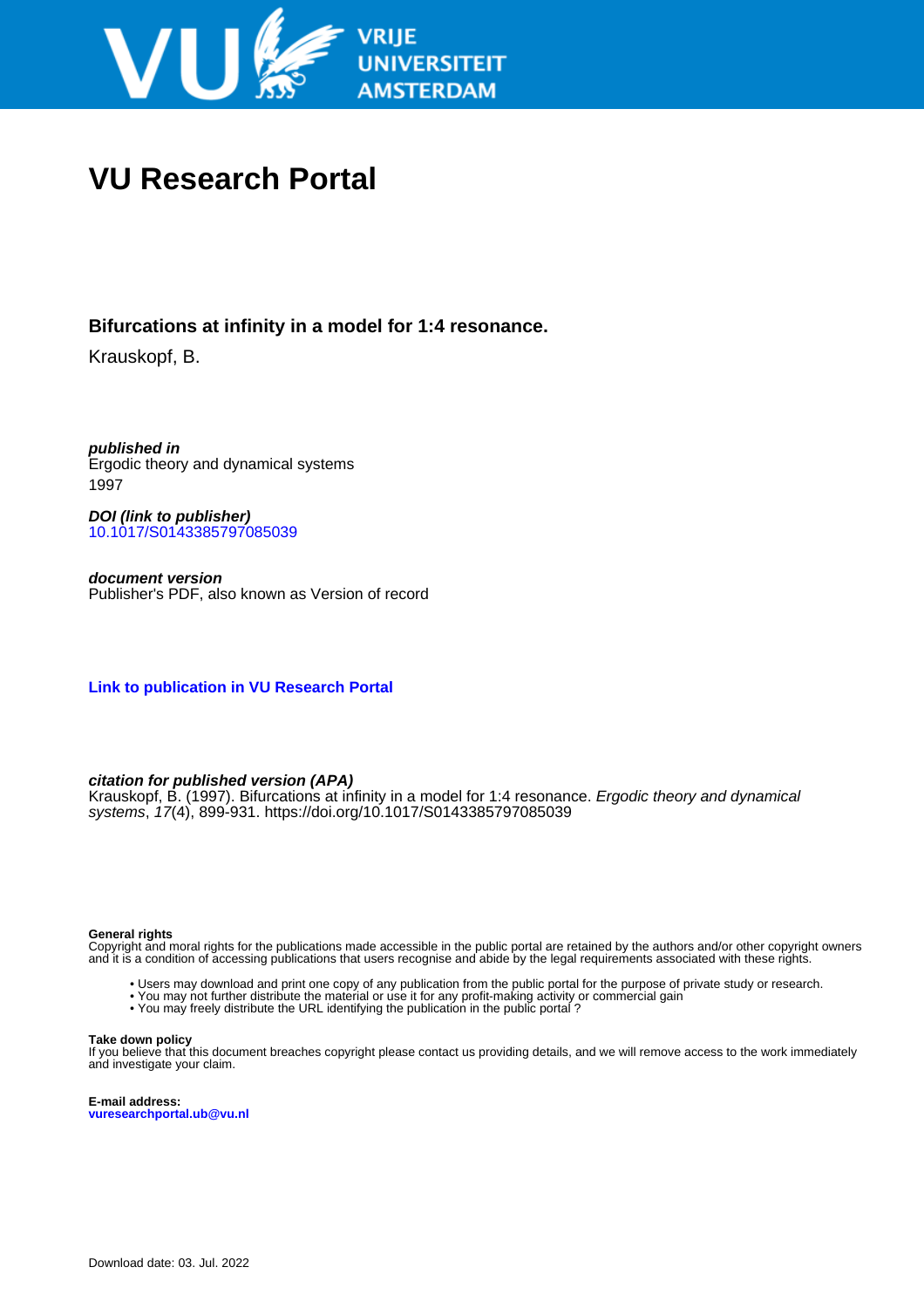VRIJE UNIVERSITEIT AMSTERDAM

# VU Research Portal

**Bifurcations at infinity in a model for 1:4 resonance.**

Krauskopf, B.

***published in***
Ergodic theory and dynamical systems
1997

***DOI (link to publisher)***
10.1017/S0143385797085039

***document version***
Publisher's PDF, also known as Version of record

**Link to publication in VU Research Portal**

***citation for published version (APA)***
Krauskopf, B. (1997). Bifurcations at infinity in a model for 1:4 resonance. *Ergodic theory and dynamical systems*, *17*(4), 899-931. https://doi.org/10.1017/S0143385797085039

**General rights**
Copyright and moral rights for the publications made accessible in the public portal are retained by the authors and/or other copyright owners and it is a condition of accessing publications that users recognise and abide by the legal requirements associated with these rights.

- Users may download and print one copy of any publication from the public portal for the purpose of private study or research.
- You may not further distribute the material or use it for any profit-making activity or commercial gain
- You may freely distribute the URL identifying the publication in the public portal ?

**Take down policy**
If you believe that this document breaches copyright please contact us providing details, and we will remove access to the work immediately and investigate your claim.

**E-mail address:**
vuresearchportal.ub@vu.nl

Download date: 03. Jul. 2022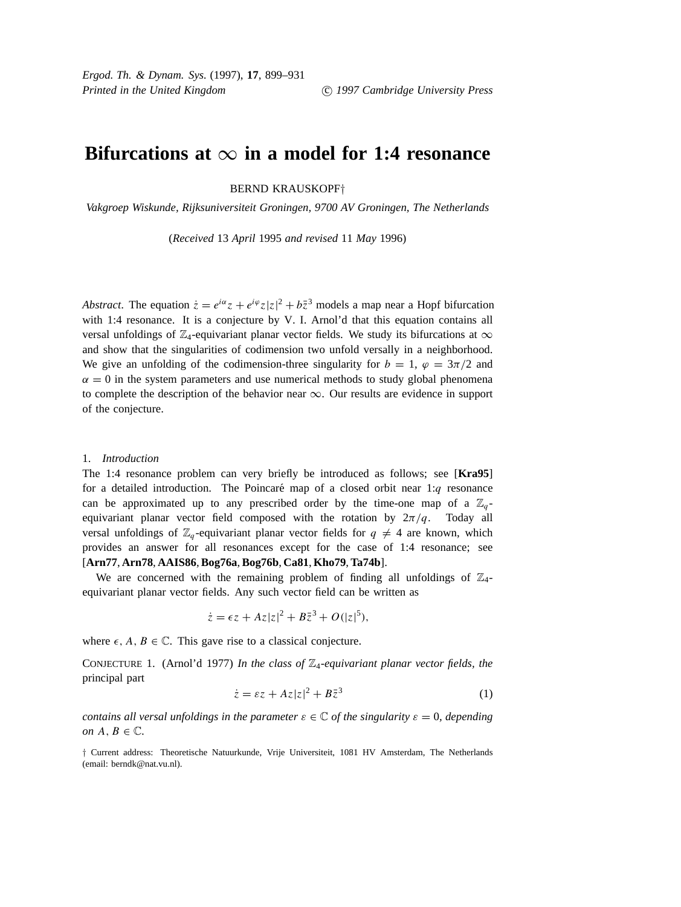# Bifurcations at $\infty$ in a model for 1:4 resonance

BERND KRAUSKOPF†

*Vakgroep Wiskunde, Rijksuniversiteit Groningen, 9700 AV Groningen, The Netherlands*

(*Received* 13 *April* 1995 *and revised* 11 *May* 1996)

*Abstract*. The equation $\dot{z} = e^{i\alpha}z + e^{i\varphi}z|z|^2 + b\bar{z}^3$ models a map near a Hopf bifurcation with 1:4 resonance. It is a conjecture by V. I. Arnol'd that this equation contains all versal unfoldings of $\mathbb{Z}_4$-equivariant planar vector fields. We study its bifurcations at $\infty$ and show that the singularities of codimension two unfold versally in a neighborhood. We give an unfolding of the codimension-three singularity for $b = 1$, $\varphi = 3\pi/2$ and $\alpha = 0$ in the system parameters and use numerical methods to study global phenomena to complete the description of the behavior near $\infty$. Our results are evidence in support of the conjecture.

## 1. *Introduction*

The 1:4 resonance problem can very briefly be introduced as follows; see [**Kra95**] for a detailed introduction. The Poincaré map of a closed orbit near 1:$q$ resonance can be approximated up to any prescribed order by the time-one map of a $\mathbb{Z}_q$-equivariant planar vector field composed with the rotation by $2\pi/q$. Today all versal unfoldings of $\mathbb{Z}_q$-equivariant planar vector fields for $q \neq 4$ are known, which provides an answer for all resonances except for the case of 1:4 resonance; see [**Arn77**, **Arn78**, **AAIS86**, **Bog76a**, **Bog76b**, **Ca81**, **Kho79**, **Ta74b**].

We are concerned with the remaining problem of finding all unfoldings of $\mathbb{Z}_4$-equivariant planar vector fields. Any such vector field can be written as

$$\dot{z} = \epsilon z + Az|z|^2 + B\bar{z}^3 + O(|z|^5),$$

where $\epsilon, A, B \in \mathbb{C}$. This gave rise to a classical conjecture.

CONJECTURE 1. (Arnol'd 1977) *In the class of $\mathbb{Z}_4$-equivariant planar vector fields, the* principal part

$$\dot{z} = \varepsilon z + Az|z|^2 + B\bar{z}^3 \tag{1}$$

*contains all versal unfoldings in the parameter $\varepsilon \in \mathbb{C}$ of the singularity $\varepsilon = 0$, depending on $A, B \in \mathbb{C}$.*

† Current address: Theoretische Natuurkunde, Vrije Universiteit, 1081 HV Amsterdam, The Netherlands (email: berndk@nat.vu.nl).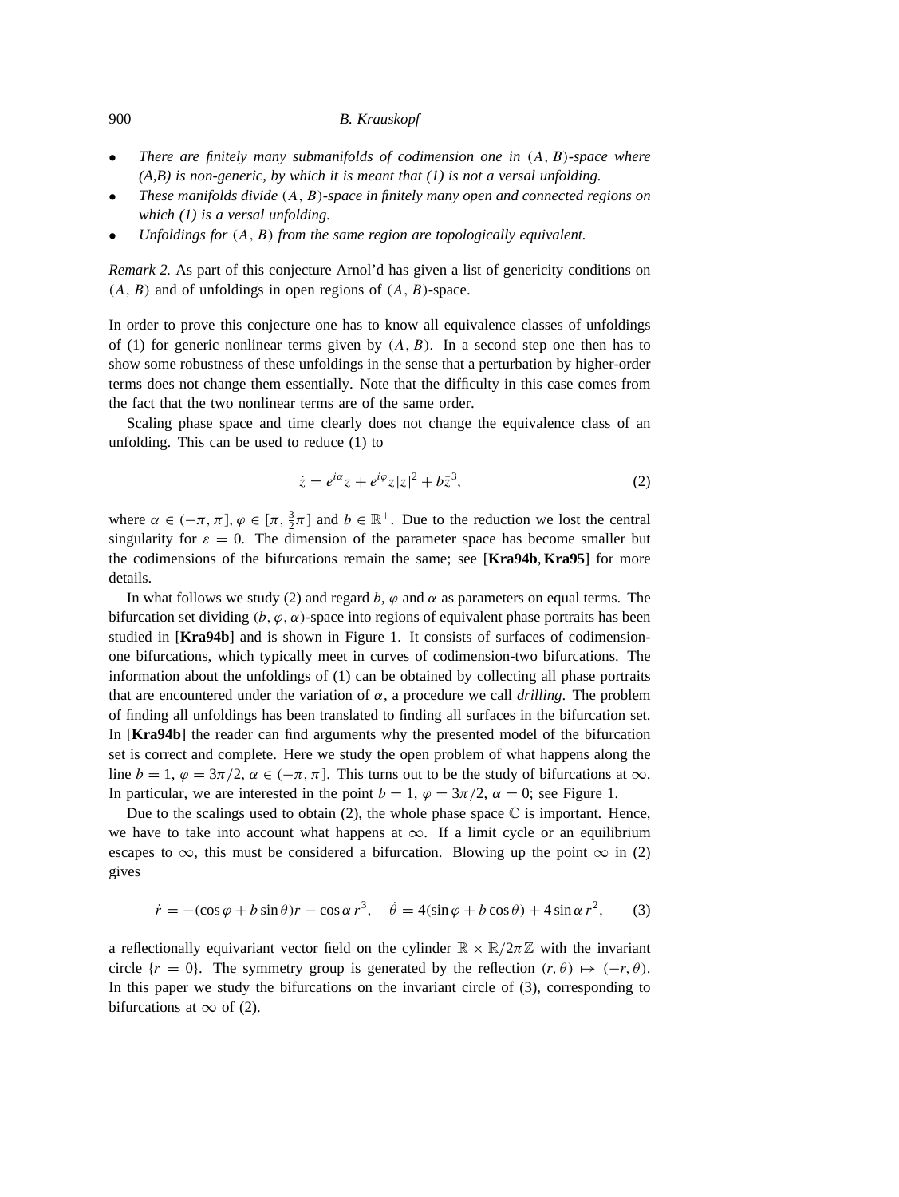- *There are finitely many submanifolds of codimension one in $(A, B)$-space where (A,B) is non-generic, by which it is meant that (1) is not a versal unfolding.*
- *These manifolds divide $(A, B)$-space in finitely many open and connected regions on which (1) is a versal unfolding.*
- *Unfoldings for $(A, B)$ from the same region are topologically equivalent.*

*Remark 2.* As part of this conjecture Arnol'd has given a list of genericity conditions on $(A, B)$ and of unfoldings in open regions of $(A, B)$-space.

In order to prove this conjecture one has to know all equivalence classes of unfoldings of (1) for generic nonlinear terms given by $(A, B)$. In a second step one then has to show some robustness of these unfoldings in the sense that a perturbation by higher-order terms does not change them essentially. Note that the difficulty in this case comes from the fact that the two nonlinear terms are of the same order.

Scaling phase space and time clearly does not change the equivalence class of an unfolding. This can be used to reduce (1) to

$$\dot{z} = e^{i\alpha} z + e^{i\varphi} z|z|^2 + b\bar{z}^3, \tag{2}$$

where $\alpha \in (-\pi, \pi]$, $\varphi \in [\pi, \frac{3}{2}\pi]$ and $b \in \mathbb{R}^+$. Due to the reduction we lost the central singularity for $\varepsilon = 0$. The dimension of the parameter space has become smaller but the codimensions of the bifurcations remain the same; see [**Kra94b**, **Kra95**] for more details.

In what follows we study (2) and regard $b$, $\varphi$ and $\alpha$ as parameters on equal terms. The bifurcation set dividing $(b, \varphi, \alpha)$-space into regions of equivalent phase portraits has been studied in [**Kra94b**] and is shown in Figure 1. It consists of surfaces of codimension-one bifurcations, which typically meet in curves of codimension-two bifurcations. The information about the unfoldings of (1) can be obtained by collecting all phase portraits that are encountered under the variation of $\alpha$, a procedure we call *drilling*. The problem of finding all unfoldings has been translated to finding all surfaces in the bifurcation set. In [**Kra94b**] the reader can find arguments why the presented model of the bifurcation set is correct and complete. Here we study the open problem of what happens along the line $b = 1$, $\varphi = 3\pi/2$, $\alpha \in (-\pi, \pi]$. This turns out to be the study of bifurcations at $\infty$. In particular, we are interested in the point $b = 1$, $\varphi = 3\pi/2$, $\alpha = 0$; see Figure 1.

Due to the scalings used to obtain (2), the whole phase space $\mathbb{C}$ is important. Hence, we have to take into account what happens at $\infty$. If a limit cycle or an equilibrium escapes to $\infty$, this must be considered a bifurcation. Blowing up the point $\infty$ in (2) gives

$$\dot{r} = -(\cos\varphi + b\sin\theta)r - \cos\alpha\, r^3, \quad \dot{\theta} = 4(\sin\varphi + b\cos\theta) + 4\sin\alpha\, r^2, \tag{3}$$

a reflectionally equivariant vector field on the cylinder $\mathbb{R} \times \mathbb{R}/2\pi\mathbb{Z}$ with the invariant circle $\{r = 0\}$. The symmetry group is generated by the reflection $(r, \theta) \mapsto (-r, \theta)$. In this paper we study the bifurcations on the invariant circle of (3), corresponding to bifurcations at $\infty$ of (2).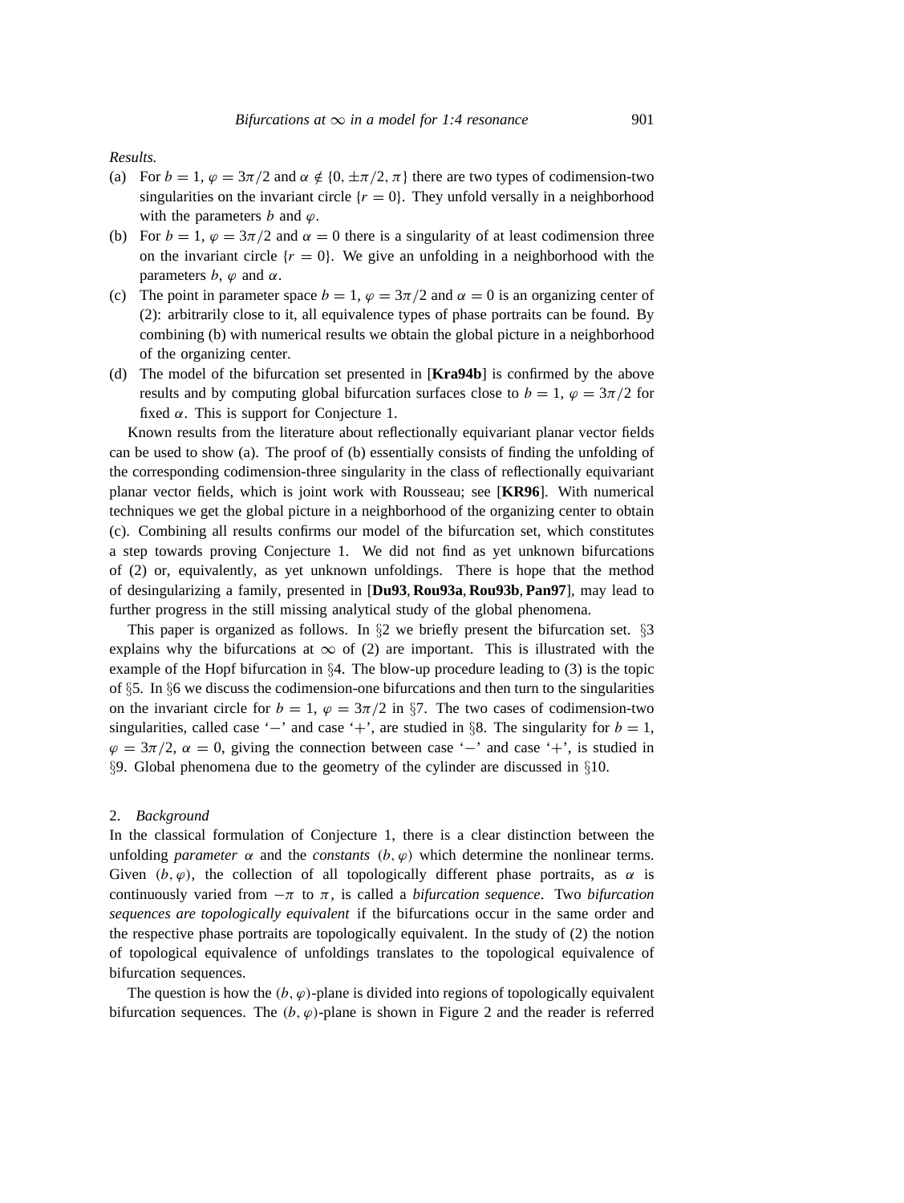*Results.*

(a) For $b = 1$, $\varphi = 3\pi/2$ and $\alpha \notin \{0, \pm\pi/2, \pi\}$ there are two types of codimension-two singularities on the invariant circle $\{r = 0\}$. They unfold versally in a neighborhood with the parameters $b$ and $\varphi$.

(b) For $b = 1$, $\varphi = 3\pi/2$ and $\alpha = 0$ there is a singularity of at least codimension three on the invariant circle $\{r = 0\}$. We give an unfolding in a neighborhood with the parameters $b$, $\varphi$ and $\alpha$.

(c) The point in parameter space $b = 1$, $\varphi = 3\pi/2$ and $\alpha = 0$ is an organizing center of (2): arbitrarily close to it, all equivalence types of phase portraits can be found. By combining (b) with numerical results we obtain the global picture in a neighborhood of the organizing center.

(d) The model of the bifurcation set presented in [**Kra94b**] is confirmed by the above results and by computing global bifurcation surfaces close to $b = 1$, $\varphi = 3\pi/2$ for fixed $\alpha$. This is support for Conjecture 1.

Known results from the literature about reflectionally equivariant planar vector fields can be used to show (a). The proof of (b) essentially consists of finding the unfolding of the corresponding codimension-three singularity in the class of reflectionally equivariant planar vector fields, which is joint work with Rousseau; see [**KR96**]. With numerical techniques we get the global picture in a neighborhood of the organizing center to obtain (c). Combining all results confirms our model of the bifurcation set, which constitutes a step towards proving Conjecture 1. We did not find as yet unknown bifurcations of (2) or, equivalently, as yet unknown unfoldings. There is hope that the method of desingularizing a family, presented in [**Du93**, **Rou93a**, **Rou93b**, **Pan97**], may lead to further progress in the still missing analytical study of the global phenomena.

This paper is organized as follows. In §2 we briefly present the bifurcation set. §3 explains why the bifurcations at $\infty$ of (2) are important. This is illustrated with the example of the Hopf bifurcation in §4. The blow-up procedure leading to (3) is the topic of §5. In §6 we discuss the codimension-one bifurcations and then turn to the singularities on the invariant circle for $b = 1$, $\varphi = 3\pi/2$ in §7. The two cases of codimension-two singularities, called case '−' and case '+', are studied in §8. The singularity for $b = 1$, $\varphi = 3\pi/2$, $\alpha = 0$, giving the connection between case '−' and case '+', is studied in §9. Global phenomena due to the geometry of the cylinder are discussed in §10.

## 2. *Background*

In the classical formulation of Conjecture 1, there is a clear distinction between the unfolding *parameter* $\alpha$ and the *constants* $(b, \varphi)$ which determine the nonlinear terms. Given $(b, \varphi)$, the collection of all topologically different phase portraits, as $\alpha$ is continuously varied from $-\pi$ to $\pi$, is called a *bifurcation sequence*. Two *bifurcation sequences are topologically equivalent* if the bifurcations occur in the same order and the respective phase portraits are topologically equivalent. In the study of (2) the notion of topological equivalence of unfoldings translates to the topological equivalence of bifurcation sequences.

The question is how the $(b, \varphi)$-plane is divided into regions of topologically equivalent bifurcation sequences. The $(b, \varphi)$-plane is shown in Figure 2 and the reader is referred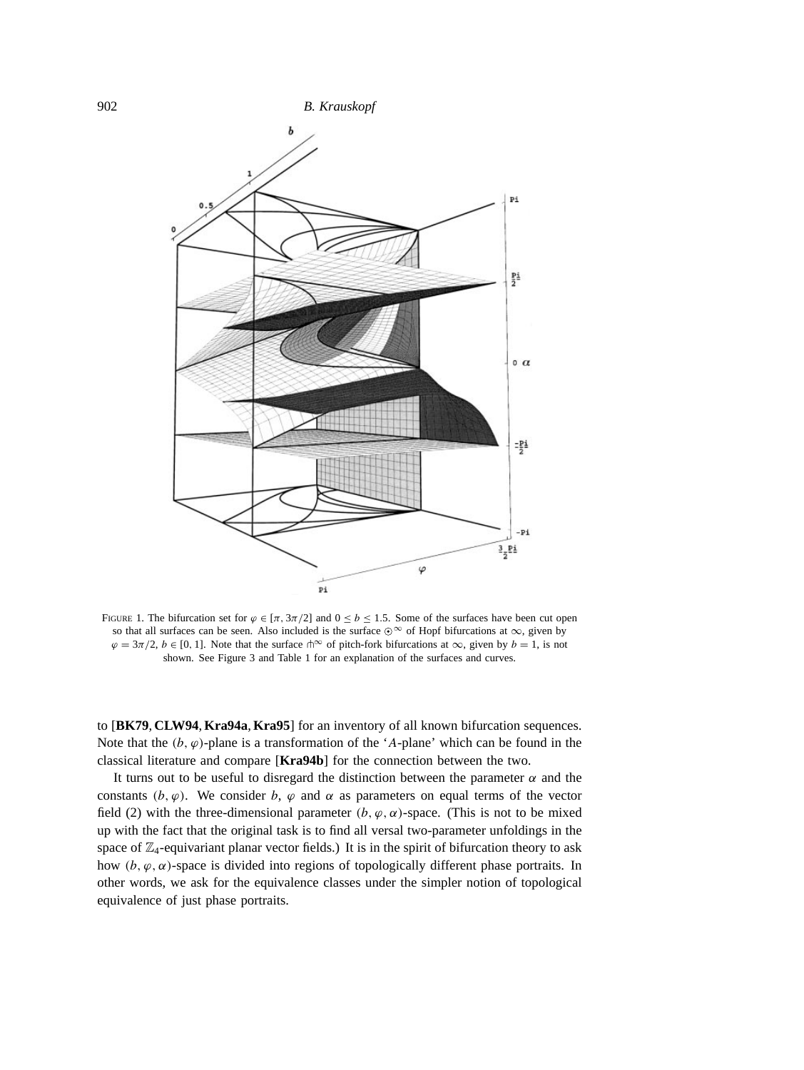FIGURE 1. The bifurcation set for $\varphi \in [\pi, 3\pi/2]$ and $0 \leq b \leq 1.5$. Some of the surfaces have been cut open so that all surfaces can be seen. Also included is the surface $\odot^\infty$ of Hopf bifurcations at $\infty$, given by $\varphi = 3\pi/2$, $b \in [0, 1]$. Note that the surface $\pitchfork^\infty$ of pitch-fork bifurcations at $\infty$, given by $b = 1$, is not shown. See Figure 3 and Table 1 for an explanation of the surfaces and curves.

to [**BK79**, **CLW94**, **Kra94a**, **Kra95**] for an inventory of all known bifurcation sequences. Note that the $(b, \varphi)$-plane is a transformation of the '$A$-plane' which can be found in the classical literature and compare [**Kra94b**] for the connection between the two.

It turns out to be useful to disregard the distinction between the parameter $\alpha$ and the constants $(b, \varphi)$. We consider $b$, $\varphi$ and $\alpha$ as parameters on equal terms of the vector field (2) with the three-dimensional parameter $(b, \varphi, \alpha)$-space. (This is not to be mixed up with the fact that the original task is to find all versal two-parameter unfoldings in the space of $\mathbb{Z}_4$-equivariant planar vector fields.) It is in the spirit of bifurcation theory to ask how $(b, \varphi, \alpha)$-space is divided into regions of topologically different phase portraits. In other words, we ask for the equivalence classes under the simpler notion of topological equivalence of just phase portraits.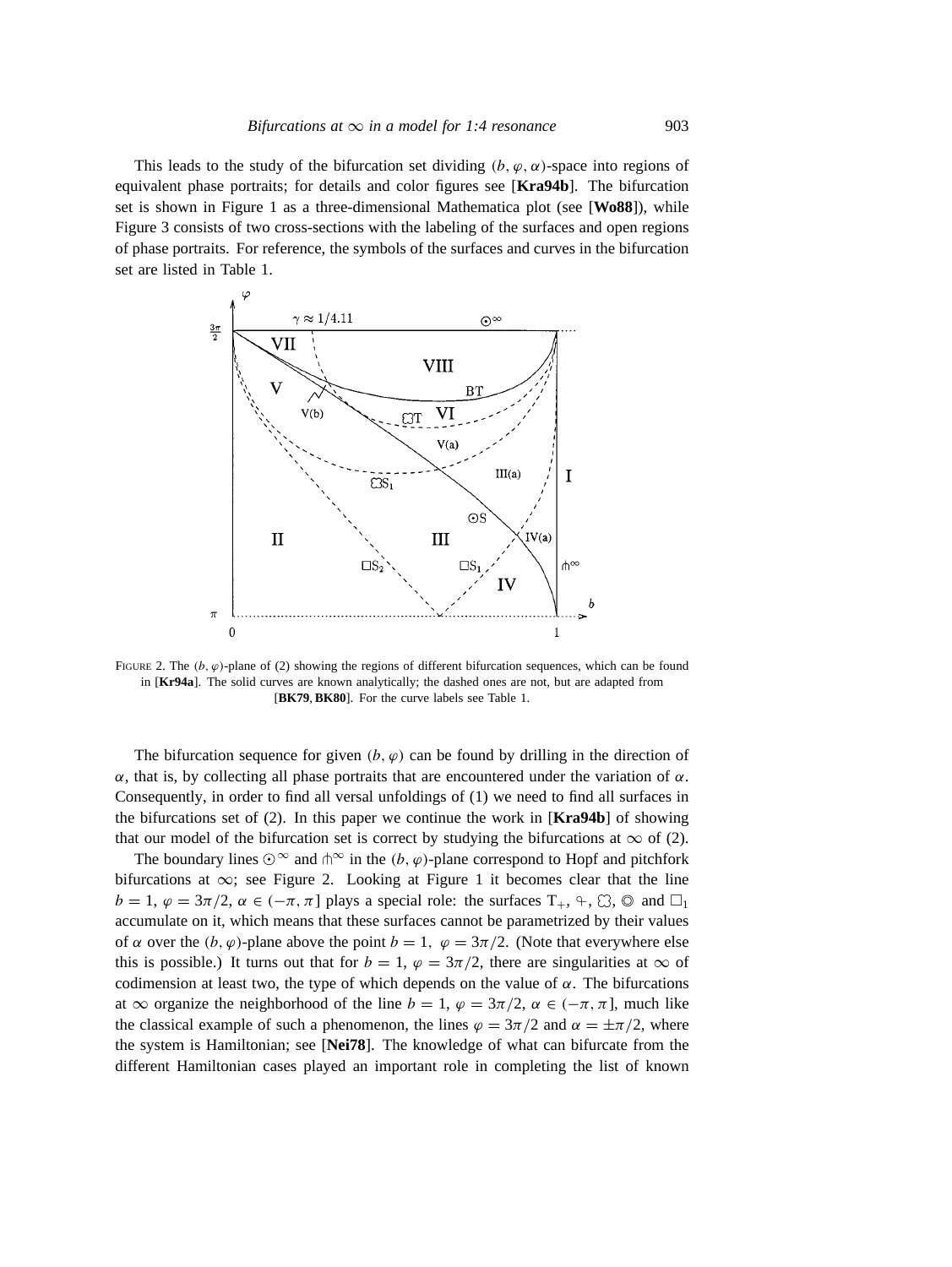This leads to the study of the bifurcation set dividing $(b, \varphi, \alpha)$-space into regions of equivalent phase portraits; for details and color figures see [**Kra94b**]. The bifurcation set is shown in Figure 1 as a three-dimensional Mathematica plot (see [**Wo88**]), while Figure 3 consists of two cross-sections with the labeling of the surfaces and open regions of phase portraits. For reference, the symbols of the surfaces and curves in the bifurcation set are listed in Table 1.

FIGURE 2. The $(b, \varphi)$-plane of (2) showing the regions of different bifurcation sequences, which can be found in [**Kr94a**]. The solid curves are known analytically; the dashed ones are not, but are adapted from [**BK79**, **BK80**]. For the curve labels see Table 1.

The bifurcation sequence for given $(b, \varphi)$ can be found by drilling in the direction of $\alpha$, that is, by collecting all phase portraits that are encountered under the variation of $\alpha$. Consequently, in order to find all versal unfoldings of (1) we need to find all surfaces in the bifurcations set of (2). In this paper we continue the work in [**Kra94b**] of showing that our model of the bifurcation set is correct by studying the bifurcations at $\infty$ of (2).

The boundary lines $\odot^\infty$ and $\pitchfork^\infty$ in the $(b, \varphi)$-plane correspond to Hopf and pitchfork bifurcations at $\infty$; see Figure 2. Looking at Figure 1 it becomes clear that the line $b = 1$, $\varphi = 3\pi/2$, $\alpha \in (-\pi, \pi]$ plays a special role: the surfaces $\mathrm{T}_+$, $\mathrm{Y}$, $\mho$, $\circledcirc$ and $\square_1$ accumulate on it, which means that these surfaces cannot be parametrized by their values of $\alpha$ over the $(b, \varphi)$-plane above the point $b = 1$, $\varphi = 3\pi/2$. (Note that everywhere else this is possible.) It turns out that for $b = 1$, $\varphi = 3\pi/2$, there are singularities at $\infty$ of codimension at least two, the type of which depends on the value of $\alpha$. The bifurcations at $\infty$ organize the neighborhood of the line $b = 1$, $\varphi = 3\pi/2$, $\alpha \in (-\pi, \pi]$, much like the classical example of such a phenomenon, the lines $\varphi = 3\pi/2$ and $\alpha = \pm\pi/2$, where the system is Hamiltonian; see [**Nei78**]. The knowledge of what can bifurcate from the different Hamiltonian cases played an important role in completing the list of known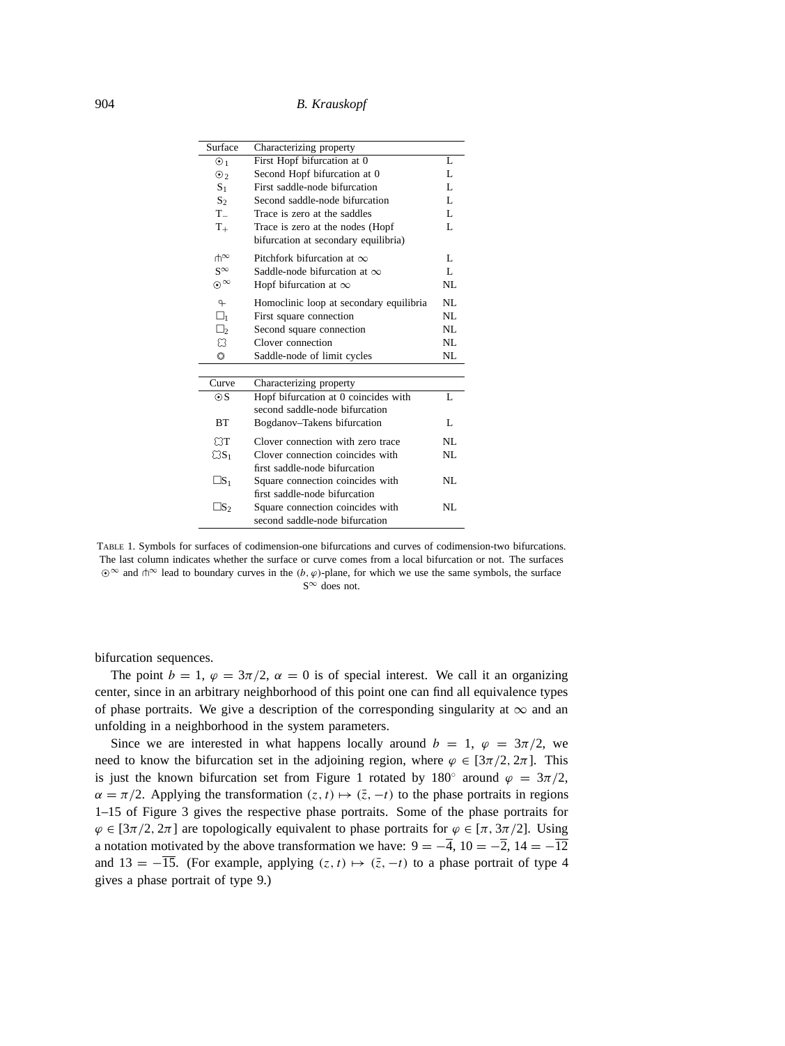| Surface | Characterizing property | |
|---|---|---|
| $\odot_1$ | First Hopf bifurcation at 0 | L |
| $\odot_2$ | Second Hopf bifurcation at 0 | L |
| $S_1$ | First saddle-node bifurcation | L |
| $S_2$ | Second saddle-node bifurcation | L |
| $T_-$ | Trace is zero at the saddles | L |
| $T_+$ | Trace is zero at the nodes (Hopf bifurcation at secondary equilibria) | L |
| $⫛^\infty$ | Pitchfork bifurcation at $\infty$ | L |
| $S^\infty$ | Saddle-node bifurcation at $\infty$ | L |
| $\odot^\infty$ | Hopf bifurcation at $\infty$ | NL |
| ⍼ | Homoclinic loop at secondary equilibria | NL |
| $\square_1$ | First square connection | NL |
| $\square_2$ | Second square connection | NL |
| ☘ | Clover connection | NL |
| ◎ | Saddle-node of limit cycles | NL |

| Curve | Characterizing property | |
|---|---|---|
| $\odot$S | Hopf bifurcation at 0 coincides with second saddle-node bifurcation | L |
| BT | Bogdanov–Takens bifurcation | L |
| ☘T | Clover connection with zero trace | NL |
| ☘$S_1$ | Clover connection coincides with first saddle-node bifurcation | NL |
| $\square S_1$ | Square connection coincides with first saddle-node bifurcation | NL |
| $\square S_2$ | Square connection coincides with second saddle-node bifurcation | NL |

TABLE 1. Symbols for surfaces of codimension-one bifurcations and curves of codimension-two bifurcations. The last column indicates whether the surface or curve comes from a local bifurcation or not. The surfaces $\odot^\infty$ and $⫛^\infty$ lead to boundary curves in the $(b, \varphi)$-plane, for which we use the same symbols, the surface $S^\infty$ does not.

bifurcation sequences.

The point $b = 1$, $\varphi = 3\pi/2$, $\alpha = 0$ is of special interest. We call it an organizing center, since in an arbitrary neighborhood of this point one can find all equivalence types of phase portraits. We give a description of the corresponding singularity at $\infty$ and an unfolding in a neighborhood in the system parameters.

Since we are interested in what happens locally around $b = 1$, $\varphi = 3\pi/2$, we need to know the bifurcation set in the adjoining region, where $\varphi \in [3\pi/2, 2\pi]$. This is just the known bifurcation set from Figure 1 rotated by 180° around $\varphi = 3\pi/2$, $\alpha = \pi/2$. Applying the transformation $(z, t) \mapsto (\bar{z}, -t)$ to the phase portraits in regions 1–15 of Figure 3 gives the respective phase portraits. Some of the phase portraits for $\varphi \in [3\pi/2, 2\pi]$ are topologically equivalent to phase portraits for $\varphi \in [\pi, 3\pi/2]$. Using a notation motivated by the above transformation we have: $9 = -\overline{4}$, $10 = -\overline{2}$, $14 = -\overline{12}$ and $13 = -\overline{15}$. (For example, applying $(z, t) \mapsto (\bar{z}, -t)$ to a phase portrait of type 4 gives a phase portrait of type 9.)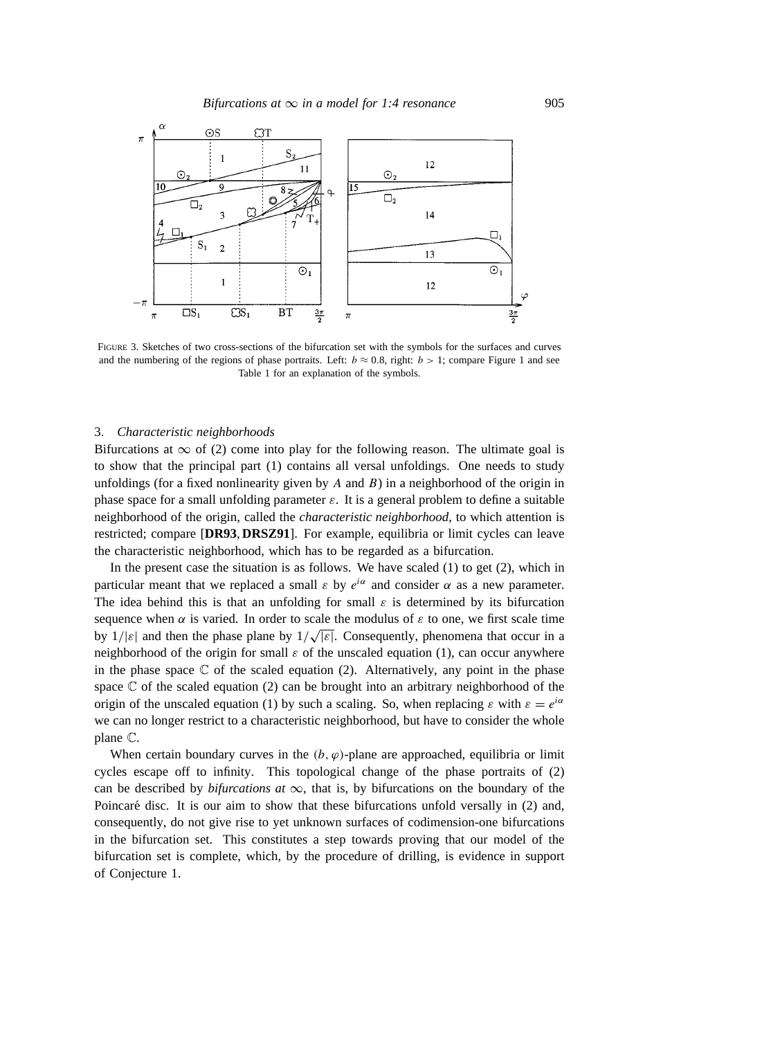FIGURE 3. Sketches of two cross-sections of the bifurcation set with the symbols for the surfaces and curves and the numbering of the regions of phase portraits. Left: $b \approx 0.8$, right: $b > 1$; compare Figure 1 and see Table 1 for an explanation of the symbols.

## 3. *Characteristic neighborhoods*

Bifurcations at $\infty$ of (2) come into play for the following reason. The ultimate goal is to show that the principal part (1) contains all versal unfoldings. One needs to study unfoldings (for a fixed nonlinearity given by $A$ and $B$) in a neighborhood of the origin in phase space for a small unfolding parameter $\varepsilon$. It is a general problem to define a suitable neighborhood of the origin, called the *characteristic neighborhood*, to which attention is restricted; compare [**DR93**, **DRSZ91**]. For example, equilibria or limit cycles can leave the characteristic neighborhood, which has to be regarded as a bifurcation.

In the present case the situation is as follows. We have scaled (1) to get (2), which in particular meant that we replaced a small $\varepsilon$ by $e^{i\alpha}$ and consider $\alpha$ as a new parameter. The idea behind this is that an unfolding for small $\varepsilon$ is determined by its bifurcation sequence when $\alpha$ is varied. In order to scale the modulus of $\varepsilon$ to one, we first scale time by $1/|\varepsilon|$ and then the phase plane by $1/\sqrt{|\varepsilon|}$. Consequently, phenomena that occur in a neighborhood of the origin for small $\varepsilon$ of the unscaled equation (1), can occur anywhere in the phase space $\mathbb{C}$ of the scaled equation (2). Alternatively, any point in the phase space $\mathbb{C}$ of the scaled equation (2) can be brought into an arbitrary neighborhood of the origin of the unscaled equation (1) by such a scaling. So, when replacing $\varepsilon$ with $\varepsilon = e^{i\alpha}$ we can no longer restrict to a characteristic neighborhood, but have to consider the whole plane $\mathbb{C}$.

When certain boundary curves in the $(b, \varphi)$-plane are approached, equilibria or limit cycles escape off to infinity. This topological change of the phase portraits of (2) can be described by *bifurcations at* $\infty$, that is, by bifurcations on the boundary of the Poincaré disc. It is our aim to show that these bifurcations unfold versally in (2) and, consequently, do not give rise to yet unknown surfaces of codimension-one bifurcations in the bifurcation set. This constitutes a step towards proving that our model of the bifurcation set is complete, which, by the procedure of drilling, is evidence in support of Conjecture 1.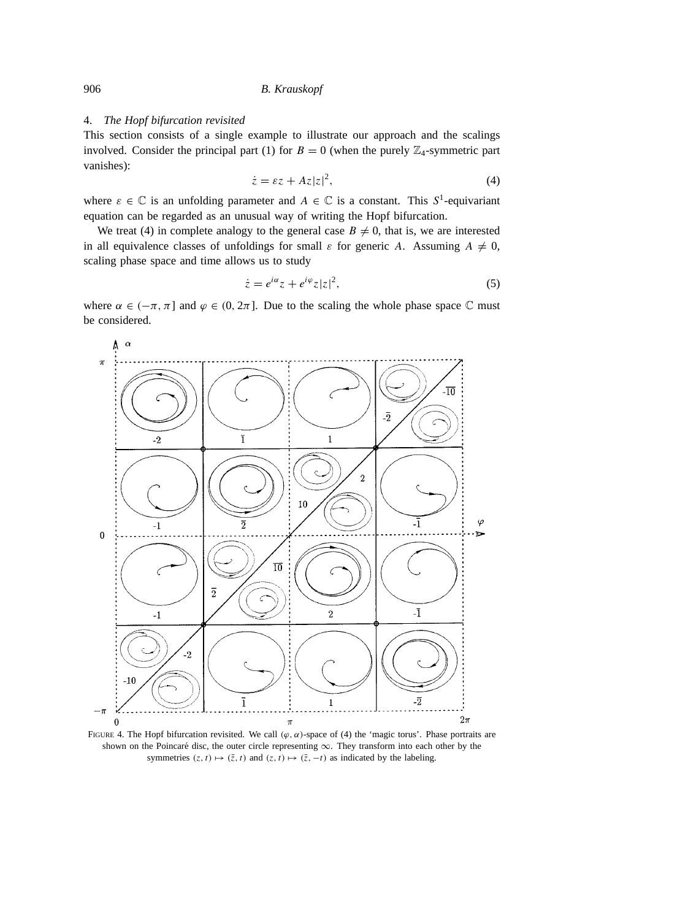## 4. *The Hopf bifurcation revisited*

This section consists of a single example to illustrate our approach and the scalings involved. Consider the principal part (1) for $B = 0$ (when the purely $\mathbb{Z}_4$-symmetric part vanishes):

$$\dot{z} = \varepsilon z + Az|z|^2, \tag{4}$$

where $\varepsilon \in \mathbb{C}$ is an unfolding parameter and $A \in \mathbb{C}$ is a constant. This $S^1$-equivariant equation can be regarded as an unusual way of writing the Hopf bifurcation.

We treat (4) in complete analogy to the general case $B \neq 0$, that is, we are interested in all equivalence classes of unfoldings for small $\varepsilon$ for generic $A$. Assuming $A \neq 0$, scaling phase space and time allows us to study

$$\dot{z} = e^{i\alpha} z + e^{i\varphi} z|z|^2, \tag{5}$$

where $\alpha \in (-\pi, \pi]$ and $\varphi \in (0, 2\pi]$. Due to the scaling the whole phase space $\mathbb{C}$ must be considered.

FIGURE 4. The Hopf bifurcation revisited. We call $(\varphi, \alpha)$-space of (4) the 'magic torus'. Phase portraits are shown on the Poincaré disc, the outer circle representing $\infty$. They transform into each other by the symmetries $(z, t) \mapsto (\bar{z}, t)$ and $(z, t) \mapsto (\bar{z}, -t)$ as indicated by the labeling.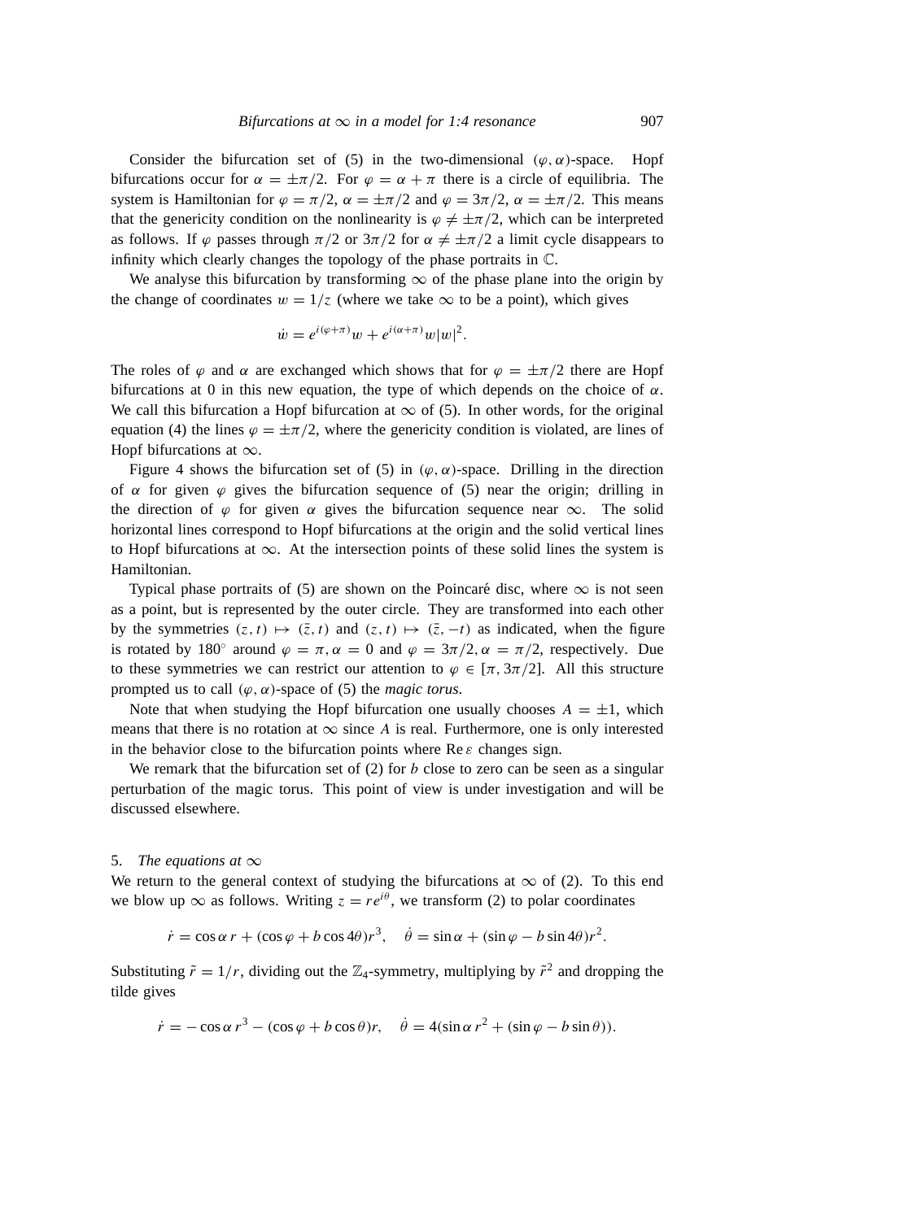Consider the bifurcation set of (5) in the two-dimensional $(\varphi, \alpha)$-space. Hopf bifurcations occur for $\alpha = \pm\pi/2$. For $\varphi = \alpha + \pi$ there is a circle of equilibria. The system is Hamiltonian for $\varphi = \pi/2$, $\alpha = \pm\pi/2$ and $\varphi = 3\pi/2$, $\alpha = \pm\pi/2$. This means that the genericity condition on the nonlinearity is $\varphi \neq \pm\pi/2$, which can be interpreted as follows. If $\varphi$ passes through $\pi/2$ or $3\pi/2$ for $\alpha \neq \pm\pi/2$ a limit cycle disappears to infinity which clearly changes the topology of the phase portraits in $\mathbb{C}$.

We analyse this bifurcation by transforming $\infty$ of the phase plane into the origin by the change of coordinates $w = 1/z$ (where we take $\infty$ to be a point), which gives

$$\dot{w} = e^{i(\varphi+\pi)}w + e^{i(\alpha+\pi)}w|w|^2.$$

The roles of $\varphi$ and $\alpha$ are exchanged which shows that for $\varphi = \pm\pi/2$ there are Hopf bifurcations at 0 in this new equation, the type of which depends on the choice of $\alpha$. We call this bifurcation a Hopf bifurcation at $\infty$ of (5). In other words, for the original equation (4) the lines $\varphi = \pm\pi/2$, where the genericity condition is violated, are lines of Hopf bifurcations at $\infty$.

Figure 4 shows the bifurcation set of (5) in $(\varphi, \alpha)$-space. Drilling in the direction of $\alpha$ for given $\varphi$ gives the bifurcation sequence of (5) near the origin; drilling in the direction of $\varphi$ for given $\alpha$ gives the bifurcation sequence near $\infty$. The solid horizontal lines correspond to Hopf bifurcations at the origin and the solid vertical lines to Hopf bifurcations at $\infty$. At the intersection points of these solid lines the system is Hamiltonian.

Typical phase portraits of (5) are shown on the Poincaré disc, where $\infty$ is not seen as a point, but is represented by the outer circle. They are transformed into each other by the symmetries $(z, t) \mapsto (\bar{z}, t)$ and $(z, t) \mapsto (\bar{z}, -t)$ as indicated, when the figure is rotated by $180^\circ$ around $\varphi = \pi, \alpha = 0$ and $\varphi = 3\pi/2, \alpha = \pi/2$, respectively. Due to these symmetries we can restrict our attention to $\varphi \in [\pi, 3\pi/2]$. All this structure prompted us to call $(\varphi, \alpha)$-space of (5) the *magic torus*.

Note that when studying the Hopf bifurcation one usually chooses $A = \pm 1$, which means that there is no rotation at $\infty$ since $A$ is real. Furthermore, one is only interested in the behavior close to the bifurcation points where $\operatorname{Re}\varepsilon$ changes sign.

We remark that the bifurcation set of (2) for $b$ close to zero can be seen as a singular perturbation of the magic torus. This point of view is under investigation and will be discussed elsewhere.

## 5. *The equations at* $\infty$

We return to the general context of studying the bifurcations at $\infty$ of (2). To this end we blow up $\infty$ as follows. Writing $z = re^{i\theta}$, we transform (2) to polar coordinates

$$\dot{r} = \cos\alpha\, r + (\cos\varphi + b\cos 4\theta)r^3, \quad \dot{\theta} = \sin\alpha + (\sin\varphi - b\sin 4\theta)r^2.$$

Substituting $\tilde{r} = 1/r$, dividing out the $\mathbb{Z}_4$-symmetry, multiplying by $\tilde{r}^2$ and dropping the tilde gives

$$\dot{r} = -\cos\alpha\, r^3 - (\cos\varphi + b\cos\theta)r, \quad \dot{\theta} = 4(\sin\alpha\, r^2 + (\sin\varphi - b\sin\theta)).$$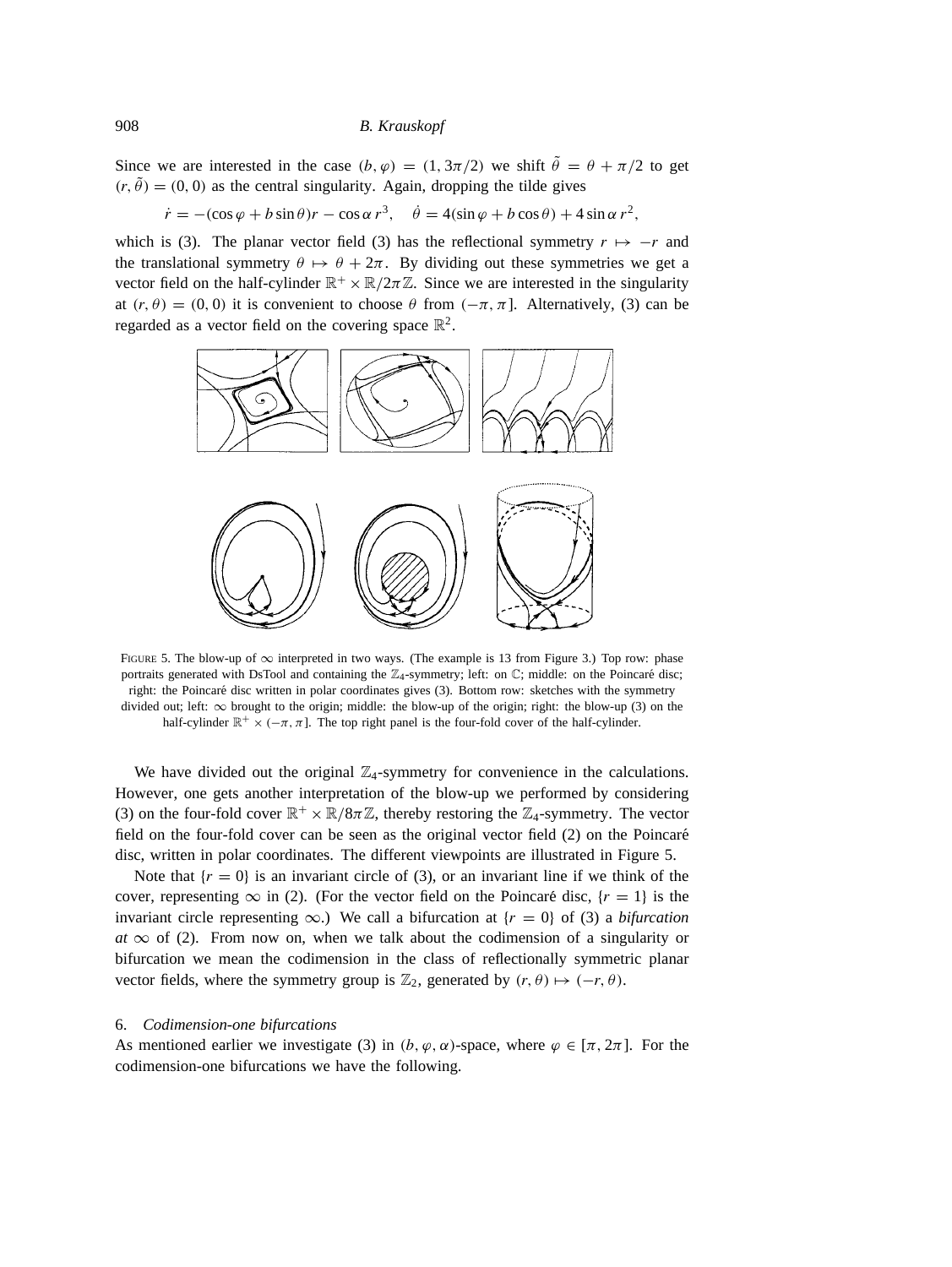Since we are interested in the case $(b, \varphi) = (1, 3\pi/2)$ we shift $\tilde{\theta} = \theta + \pi/2$ to get $(r, \tilde{\theta}) = (0, 0)$ as the central singularity. Again, dropping the tilde gives

$$\dot{r} = -(\cos\varphi + b\sin\theta)r - \cos\alpha\, r^3, \quad \dot{\theta} = 4(\sin\varphi + b\cos\theta) + 4\sin\alpha\, r^2,$$

which is (3). The planar vector field (3) has the reflectional symmetry $r \mapsto -r$ and the translational symmetry $\theta \mapsto \theta + 2\pi$. By dividing out these symmetries we get a vector field on the half-cylinder $\mathbb{R}^+ \times \mathbb{R}/2\pi\mathbb{Z}$. Since we are interested in the singularity at $(r, \theta) = (0, 0)$ it is convenient to choose $\theta$ from $(-\pi, \pi]$. Alternatively, (3) can be regarded as a vector field on the covering space $\mathbb{R}^2$.

FIGURE 5. The blow-up of $\infty$ interpreted in two ways. (The example is 13 from Figure 3.) Top row: phase portraits generated with DsTool and containing the $\mathbb{Z}_4$-symmetry; left: on $\mathbb{C}$; middle: on the Poincaré disc; right: the Poincaré disc written in polar coordinates gives (3). Bottom row: sketches with the symmetry divided out; left: $\infty$ brought to the origin; middle: the blow-up of the origin; right: the blow-up (3) on the half-cylinder $\mathbb{R}^+ \times (-\pi, \pi]$. The top right panel is the four-fold cover of the half-cylinder.

We have divided out the original $\mathbb{Z}_4$-symmetry for convenience in the calculations. However, one gets another interpretation of the blow-up we performed by considering (3) on the four-fold cover $\mathbb{R}^+ \times \mathbb{R}/8\pi\mathbb{Z}$, thereby restoring the $\mathbb{Z}_4$-symmetry. The vector field on the four-fold cover can be seen as the original vector field (2) on the Poincaré disc, written in polar coordinates. The different viewpoints are illustrated in Figure 5.

Note that $\{r = 0\}$ is an invariant circle of (3), or an invariant line if we think of the cover, representing $\infty$ in (2). (For the vector field on the Poincaré disc, $\{r = 1\}$ is the invariant circle representing $\infty$.) We call a bifurcation at $\{r = 0\}$ of (3) a *bifurcation at* $\infty$ of (2). From now on, when we talk about the codimension of a singularity or bifurcation we mean the codimension in the class of reflectionally symmetric planar vector fields, where the symmetry group is $\mathbb{Z}_2$, generated by $(r, \theta) \mapsto (-r, \theta)$.

## 6. *Codimension-one bifurcations*

As mentioned earlier we investigate (3) in $(b, \varphi, \alpha)$-space, where $\varphi \in [\pi, 2\pi]$. For the codimension-one bifurcations we have the following.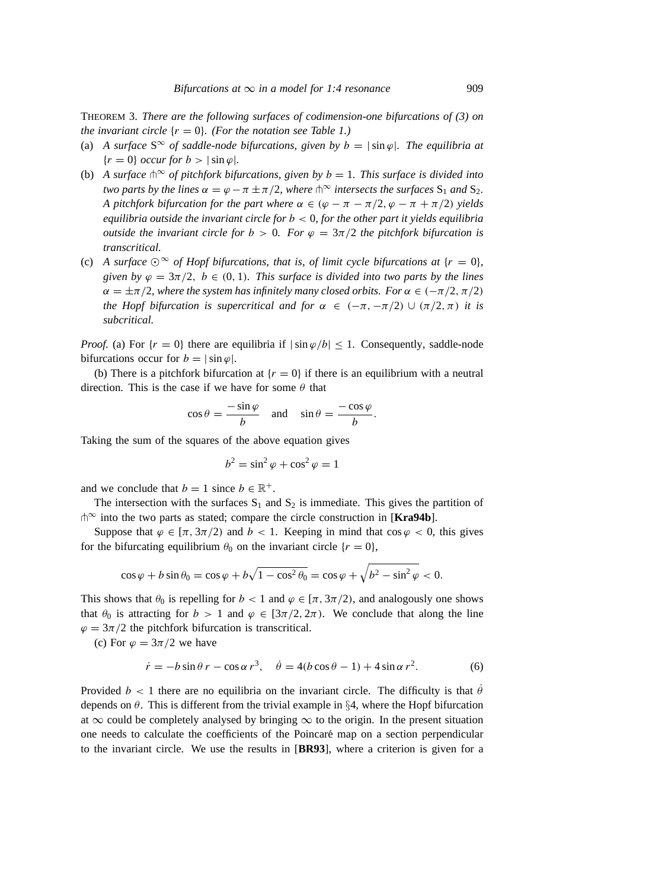THEOREM 3. *There are the following surfaces of codimension-one bifurcations of (3) on the invariant circle $\{r = 0\}$. (For the notation see Table 1.)*

(a) *A surface $S^\infty$ of saddle-node bifurcations, given by $b = |\sin\varphi|$. The equilibria at $\{r = 0\}$ occur for $b > |\sin\varphi|$.*

(b) *A surface $\pitchfork^\infty$ of pitchfork bifurcations, given by $b = 1$. This surface is divided into two parts by the lines $\alpha = \varphi - \pi \pm \pi/2$, where $\pitchfork^\infty$ intersects the surfaces $S_1$ and $S_2$. A pitchfork bifurcation for the part where $\alpha \in (\varphi - \pi - \pi/2, \varphi - \pi + \pi/2)$ yields equilibria outside the invariant circle for $b < 0$, for the other part it yields equilibria outside the invariant circle for $b > 0$. For $\varphi = 3\pi/2$ the pitchfork bifurcation is transcritical.*

(c) *A surface $\odot^\infty$ of Hopf bifurcations, that is, of limit cycle bifurcations at $\{r = 0\}$, given by $\varphi = 3\pi/2$, $b \in (0, 1)$. This surface is divided into two parts by the lines $\alpha = \pm\pi/2$, where the system has infinitely many closed orbits. For $\alpha \in (-\pi/2, \pi/2)$ the Hopf bifurcation is supercritical and for $\alpha \in (-\pi, -\pi/2) \cup (\pi/2, \pi)$ it is subcritical.*

*Proof.* (a) For $\{r = 0\}$ there are equilibria if $|\sin\varphi/b| \leq 1$. Consequently, saddle-node bifurcations occur for $b = |\sin\varphi|$.

(b) There is a pitchfork bifurcation at $\{r = 0\}$ if there is an equilibrium with a neutral direction. This is the case if we have for some $\theta$ that

$$\cos\theta = \frac{-\sin\varphi}{b} \quad \text{and} \quad \sin\theta = \frac{-\cos\varphi}{b}.$$

Taking the sum of the squares of the above equation gives

$$b^2 = \sin^2\varphi + \cos^2\varphi = 1$$

and we conclude that $b = 1$ since $b \in \mathbb{R}^+$.

The intersection with the surfaces $S_1$ and $S_2$ is immediate. This gives the partition of $\pitchfork^\infty$ into the two parts as stated; compare the circle construction in [**Kra94b**].

Suppose that $\varphi \in [\pi, 3\pi/2)$ and $b < 1$. Keeping in mind that $\cos\varphi < 0$, this gives for the bifurcating equilibrium $\theta_0$ on the invariant circle $\{r = 0\}$,

$$\cos\varphi + b\sin\theta_0 = \cos\varphi + b\sqrt{1 - \cos^2\theta_0} = \cos\varphi + \sqrt{b^2 - \sin^2\varphi} < 0.$$

This shows that $\theta_0$ is repelling for $b < 1$ and $\varphi \in [\pi, 3\pi/2)$, and analogously one shows that $\theta_0$ is attracting for $b > 1$ and $\varphi \in [3\pi/2, 2\pi)$. We conclude that along the line $\varphi = 3\pi/2$ the pitchfork bifurcation is transcritical.

(c) For $\varphi = 3\pi/2$ we have

$$\dot{r} = -b\sin\theta\, r - \cos\alpha\, r^3, \quad \dot{\theta} = 4(b\cos\theta - 1) + 4\sin\alpha\, r^2. \tag{6}$$

Provided $b < 1$ there are no equilibria on the invariant circle. The difficulty is that $\dot{\theta}$ depends on $\theta$. This is different from the trivial example in §4, where the Hopf bifurcation at $\infty$ could be completely analysed by bringing $\infty$ to the origin. In the present situation one needs to calculate the coefficients of the Poincaré map on a section perpendicular to the invariant circle. We use the results in [**BR93**], where a criterion is given for a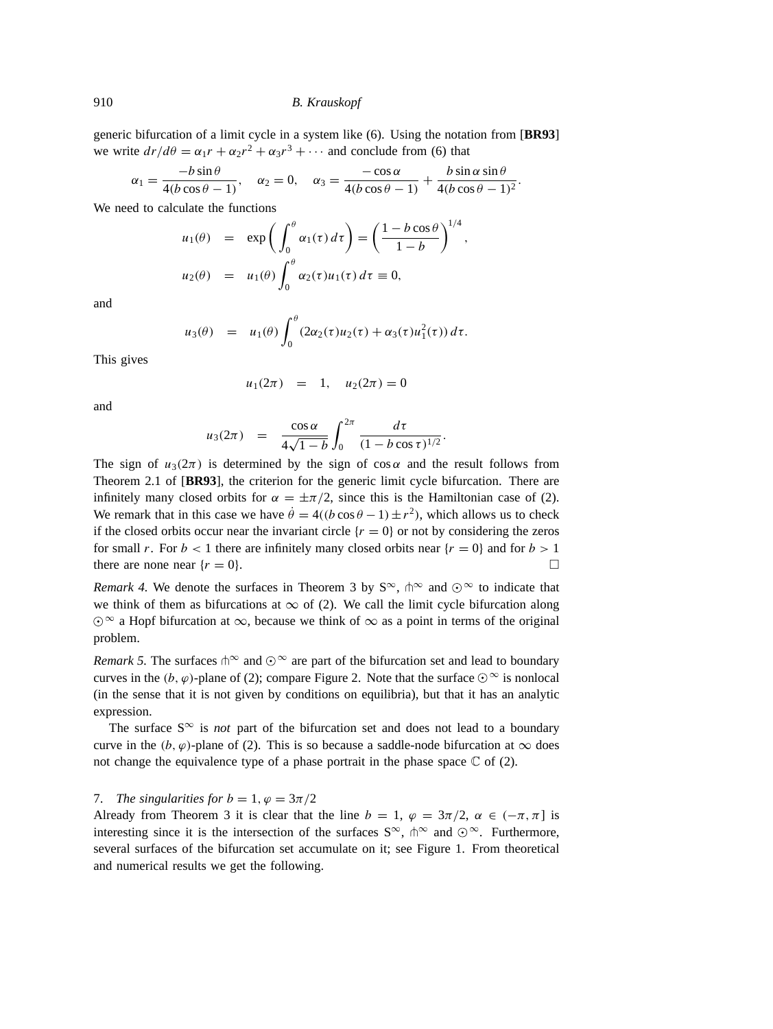generic bifurcation of a limit cycle in a system like (6). Using the notation from [**BR93**] we write $dr/d\theta = \alpha_1 r + \alpha_2 r^2 + \alpha_3 r^3 + \cdots$ and conclude from (6) that

$$\alpha_1 = \frac{-b\sin\theta}{4(b\cos\theta - 1)}, \quad \alpha_2 = 0, \quad \alpha_3 = \frac{-\cos\alpha}{4(b\cos\theta - 1)} + \frac{b\sin\alpha\sin\theta}{4(b\cos\theta - 1)^2}.$$

We need to calculate the functions

$$u_1(\theta) \;=\; \exp\left(\int_0^\theta \alpha_1(\tau)\,d\tau\right) = \left(\frac{1 - b\cos\theta}{1-b}\right)^{1/4},$$

$$u_2(\theta) \;=\; u_1(\theta)\int_0^\theta \alpha_2(\tau)u_1(\tau)\,d\tau \equiv 0,$$

and

$$u_3(\theta) \;=\; u_1(\theta)\int_0^\theta (2\alpha_2(\tau)u_2(\tau) + \alpha_3(\tau)u_1^2(\tau))\,d\tau.$$

This gives

$$u_1(2\pi) \;=\; 1, \quad u_2(2\pi) = 0$$

and

$$u_3(2\pi) \;=\; \frac{\cos\alpha}{4\sqrt{1-b}}\int_0^{2\pi}\frac{d\tau}{(1 - b\cos\tau)^{1/2}}.$$

The sign of $u_3(2\pi)$ is determined by the sign of $\cos\alpha$ and the result follows from Theorem 2.1 of [**BR93**], the criterion for the generic limit cycle bifurcation. There are infinitely many closed orbits for $\alpha = \pm\pi/2$, since this is the Hamiltonian case of (2). We remark that in this case we have $\dot\theta = 4((b\cos\theta - 1) \pm r^2)$, which allows us to check if the closed orbits occur near the invariant circle $\{r = 0\}$ or not by considering the zeros for small $r$. For $b < 1$ there are infinitely many closed orbits near $\{r = 0\}$ and for $b > 1$ there are none near $\{r = 0\}$. □

*Remark 4.* We denote the surfaces in Theorem 3 by $\mathrm{S}^\infty$, $\pitchfork^\infty$ and $\odot^\infty$ to indicate that we think of them as bifurcations at $\infty$ of (2). We call the limit cycle bifurcation along $\odot^\infty$ a Hopf bifurcation at $\infty$, because we think of $\infty$ as a point in terms of the original problem.

*Remark 5.* The surfaces $\pitchfork^\infty$ and $\odot^\infty$ are part of the bifurcation set and lead to boundary curves in the $(b, \varphi)$-plane of (2); compare Figure 2. Note that the surface $\odot^\infty$ is nonlocal (in the sense that it is not given by conditions on equilibria), but that it has an analytic expression.

The surface $\mathrm{S}^\infty$ is *not* part of the bifurcation set and does not lead to a boundary curve in the $(b, \varphi)$-plane of (2). This is so because a saddle-node bifurcation at $\infty$ does not change the equivalence type of a phase portrait in the phase space $\mathbb{C}$ of (2).

## 7. *The singularities for $b = 1, \varphi = 3\pi/2$*

Already from Theorem 3 it is clear that the line $b = 1$, $\varphi = 3\pi/2$, $\alpha \in (-\pi, \pi]$ is interesting since it is the intersection of the surfaces $\mathrm{S}^\infty$, $\pitchfork^\infty$ and $\odot^\infty$. Furthermore, several surfaces of the bifurcation set accumulate on it; see Figure 1. From theoretical and numerical results we get the following.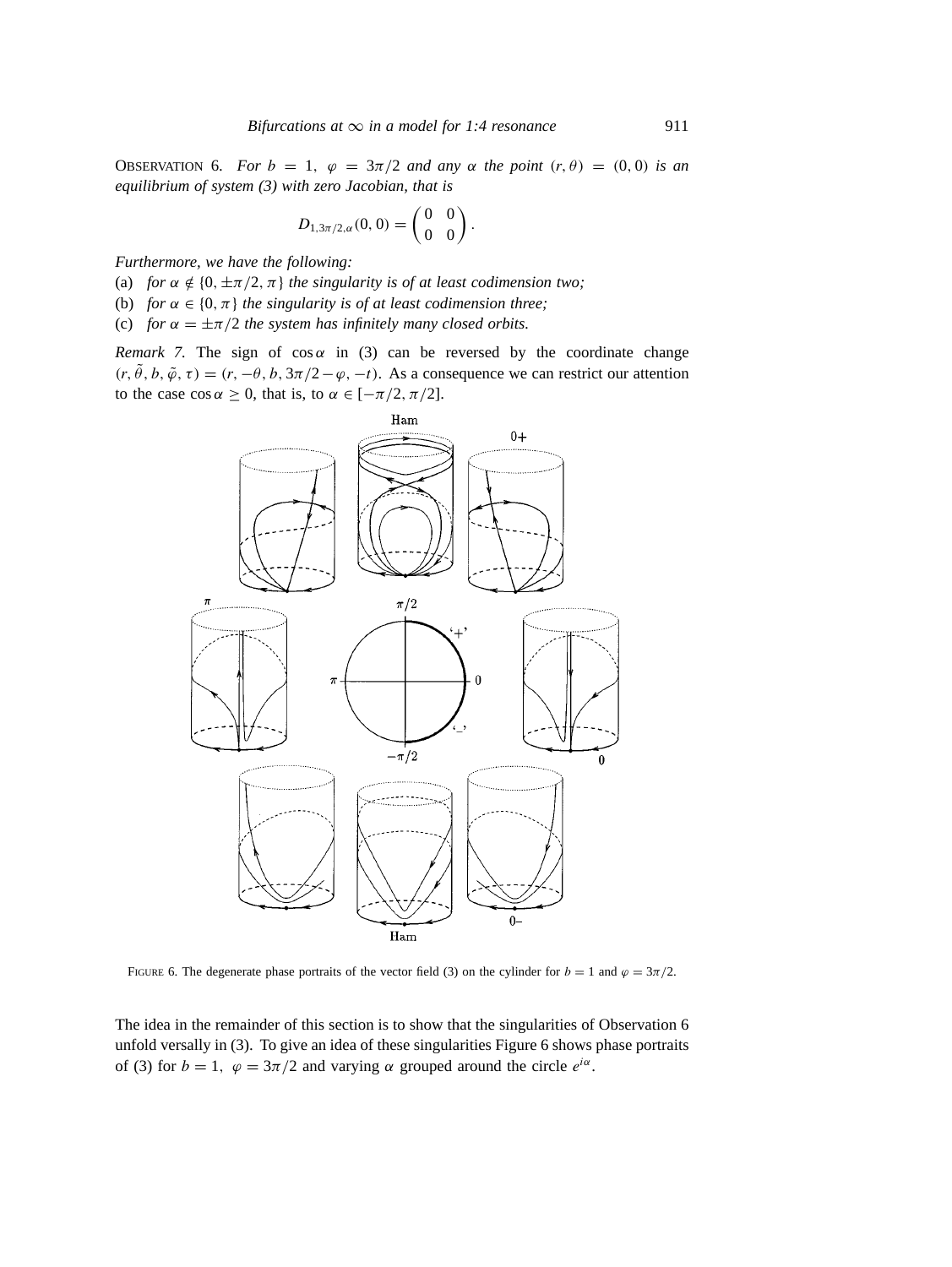OBSERVATION 6. *For $b = 1$, $\varphi = 3\pi/2$ and any $\alpha$ the point $(r, \theta) = (0, 0)$ is an equilibrium of system (3) with zero Jacobian, that is*

$$D_{1,3\pi/2,\alpha}(0, 0) = \begin{pmatrix} 0 & 0 \\ 0 & 0 \end{pmatrix}.$$

*Furthermore, we have the following:*

(a) *for $\alpha \notin \{0, \pm\pi/2, \pi\}$ the singularity is of at least codimension two;*
(b) *for $\alpha \in \{0, \pi\}$ the singularity is of at least codimension three;*
(c) *for $\alpha = \pm\pi/2$ the system has infinitely many closed orbits.*

*Remark 7.* The sign of $\cos\alpha$ in (3) can be reversed by the coordinate change $(r, \tilde{\theta}, b, \tilde{\varphi}, \tau) = (r, -\theta, b, 3\pi/2 - \varphi, -t)$. As a consequence we can restrict our attention to the case $\cos\alpha \geq 0$, that is, to $\alpha \in [-\pi/2, \pi/2]$.

FIGURE 6. The degenerate phase portraits of the vector field (3) on the cylinder for $b = 1$ and $\varphi = 3\pi/2$.

The idea in the remainder of this section is to show that the singularities of Observation 6 unfold versally in (3). To give an idea of these singularities Figure 6 shows phase portraits of (3) for $b = 1$, $\varphi = 3\pi/2$ and varying $\alpha$ grouped around the circle $e^{i\alpha}$.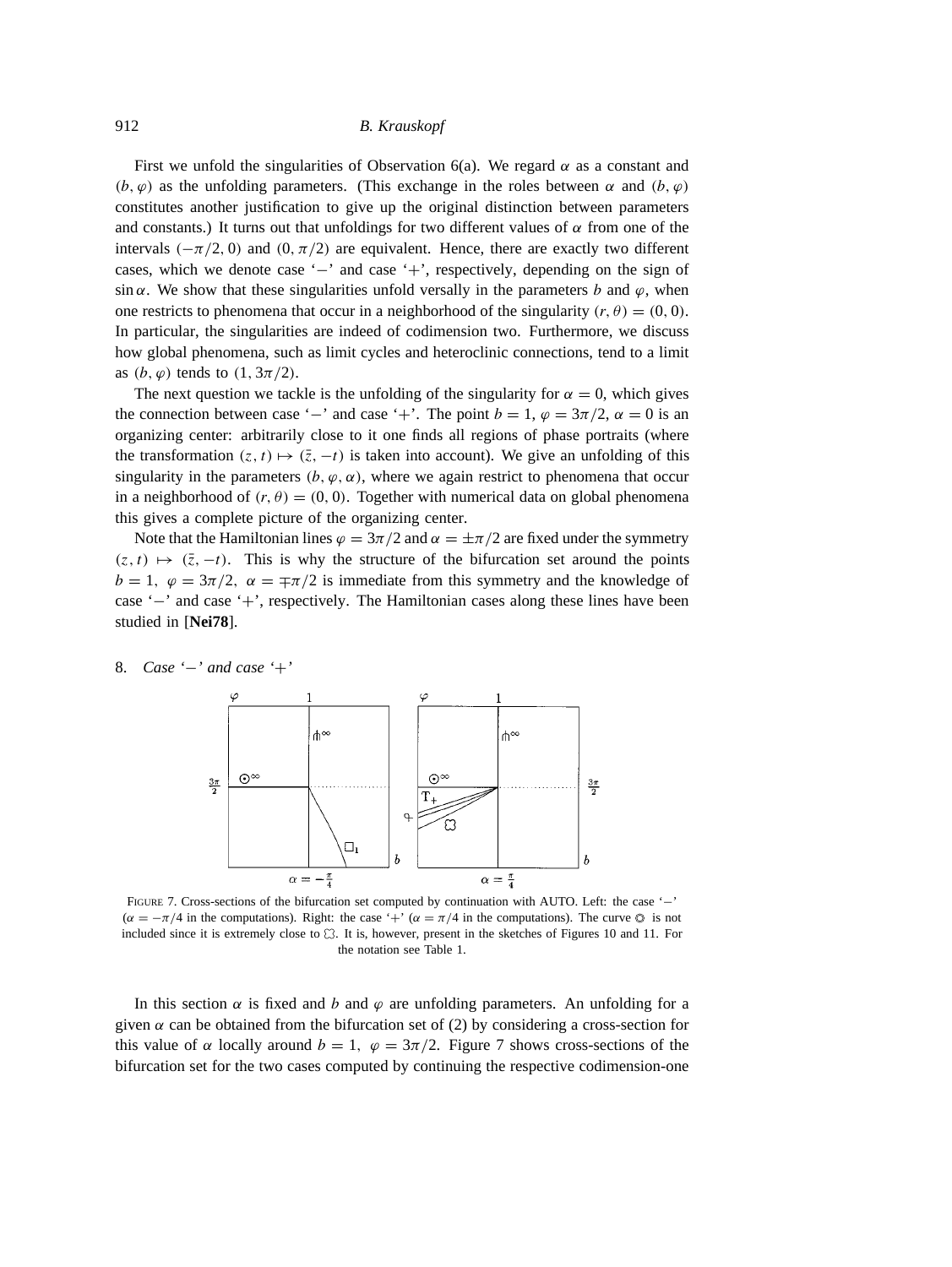First we unfold the singularities of Observation 6(a). We regard $\alpha$ as a constant and $(b, \varphi)$ as the unfolding parameters. (This exchange in the roles between $\alpha$ and $(b, \varphi)$ constitutes another justification to give up the original distinction between parameters and constants.) It turns out that unfoldings for two different values of $\alpha$ from one of the intervals $(-\pi/2, 0)$ and $(0, \pi/2)$ are equivalent. Hence, there are exactly two different cases, which we denote case '$-$' and case '$+$', respectively, depending on the sign of $\sin\alpha$. We show that these singularities unfold versally in the parameters $b$ and $\varphi$, when one restricts to phenomena that occur in a neighborhood of the singularity $(r, \theta) = (0, 0)$. In particular, the singularities are indeed of codimension two. Furthermore, we discuss how global phenomena, such as limit cycles and heteroclinic connections, tend to a limit as $(b, \varphi)$ tends to $(1, 3\pi/2)$.

The next question we tackle is the unfolding of the singularity for $\alpha = 0$, which gives the connection between case '$-$' and case '$+$'. The point $b = 1$, $\varphi = 3\pi/2$, $\alpha = 0$ is an organizing center: arbitrarily close to it one finds all regions of phase portraits (where the transformation $(z, t) \mapsto (\bar{z}, -t)$ is taken into account). We give an unfolding of this singularity in the parameters $(b, \varphi, \alpha)$, where we again restrict to phenomena that occur in a neighborhood of $(r, \theta) = (0, 0)$. Together with numerical data on global phenomena this gives a complete picture of the organizing center.

Note that the Hamiltonian lines $\varphi = 3\pi/2$ and $\alpha = \pm\pi/2$ are fixed under the symmetry $(z, t) \mapsto (\bar{z}, -t)$. This is why the structure of the bifurcation set around the points $b = 1$, $\varphi = 3\pi/2$, $\alpha = \mp\pi/2$ is immediate from this symmetry and the knowledge of case '$-$' and case '$+$', respectively. The Hamiltonian cases along these lines have been studied in [**Nei78**].

## 8. *Case '$-$' and case '$+$'*

FIGURE 7. Cross-sections of the bifurcation set computed by continuation with AUTO. Left: the case '$-$' ($\alpha = -\pi/4$ in the computations). Right: the case '$+$' ($\alpha = \pi/4$ in the computations). The curve ◎ is not included since it is extremely close to ☋. It is, however, present in the sketches of Figures 10 and 11. For the notation see Table 1.

In this section $\alpha$ is fixed and $b$ and $\varphi$ are unfolding parameters. An unfolding for a given $\alpha$ can be obtained from the bifurcation set of (2) by considering a cross-section for this value of $\alpha$ locally around $b = 1$, $\varphi = 3\pi/2$. Figure 7 shows cross-sections of the bifurcation set for the two cases computed by continuing the respective codimension-one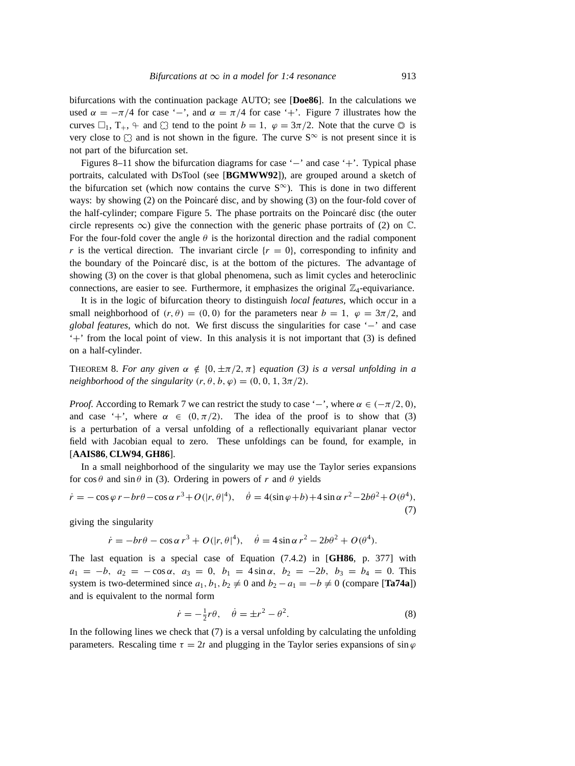bifurcations with the continuation package AUTO; see [**Doe86**]. In the calculations we used $\alpha = -\pi/4$ for case '$-$', and $\alpha = \pi/4$ for case '$+$'. Figure 7 illustrates how the curves $\square_1$, $\mathrm{T}_+$, $\mathbin{⫯}$ and $\circlearrowleft$ tend to the point $b = 1,\ \varphi = 3\pi/2$. Note that the curve $\circledcirc$ is very close to $\circlearrowleft$ and is not shown in the figure. The curve $\mathrm{S}^\infty$ is not present since it is not part of the bifurcation set.

Figures 8–11 show the bifurcation diagrams for case '$-$' and case '$+$'. Typical phase portraits, calculated with DsTool (see [**BGMWW92**]), are grouped around a sketch of the bifurcation set (which now contains the curve $\mathrm{S}^\infty$). This is done in two different ways: by showing (2) on the Poincaré disc, and by showing (3) on the four-fold cover of the half-cylinder; compare Figure 5. The phase portraits on the Poincaré disc (the outer circle represents $\infty$) give the connection with the generic phase portraits of (2) on $\mathbb{C}$. For the four-fold cover the angle $\theta$ is the horizontal direction and the radial component $r$ is the vertical direction. The invariant circle $\{r = 0\}$, corresponding to infinity and the boundary of the Poincaré disc, is at the bottom of the pictures. The advantage of showing (3) on the cover is that global phenomena, such as limit cycles and heteroclinic connections, are easier to see. Furthermore, it emphasizes the original $\mathbb{Z}_4$-equivariance.

It is in the logic of bifurcation theory to distinguish *local features*, which occur in a small neighborhood of $(r, \theta) = (0, 0)$ for the parameters near $b = 1,\ \varphi = 3\pi/2$, and *global features*, which do not. We first discuss the singularities for case '$-$' and case '$+$' from the local point of view. In this analysis it is not important that (3) is defined on a half-cylinder.

THEOREM 8. *For any given $\alpha \notin \{0, \pm\pi/2, \pi\}$ equation (3) is a versal unfolding in a neighborhood of the singularity $(r, \theta, b, \varphi) = (0, 0, 1, 3\pi/2)$.*

*Proof.* According to Remark 7 we can restrict the study to case '$-$', where $\alpha \in (-\pi/2, 0)$, and case '$+$', where $\alpha \in (0, \pi/2)$. The idea of the proof is to show that (3) is a perturbation of a versal unfolding of a reflectionally equivariant planar vector field with Jacobian equal to zero. These unfoldings can be found, for example, in [**AAIS86**, **CLW94**, **GH86**].

In a small neighborhood of the singularity we may use the Taylor series expansions for $\cos\theta$ and $\sin\theta$ in (3). Ordering in powers of $r$ and $\theta$ yields

$$\dot r = -\cos\varphi\, r - br\theta - \cos\alpha\, r^3 + O(|r,\theta|^4), \quad \dot\theta = 4(\sin\varphi + b) + 4\sin\alpha\, r^2 - 2b\theta^2 + O(\theta^4), \tag{7}$$

giving the singularity

$$\dot r = -br\theta - \cos\alpha\, r^3 + O(|r,\theta|^4), \quad \dot\theta = 4\sin\alpha\, r^2 - 2b\theta^2 + O(\theta^4).$$

The last equation is a special case of Equation (7.4.2) in [**GH86**, p. 377] with $a_1 = -b,\ a_2 = -\cos\alpha,\ a_3 = 0,\ b_1 = 4\sin\alpha,\ b_2 = -2b,\ b_3 = b_4 = 0$. This system is two-determined since $a_1, b_1, b_2 \neq 0$ and $b_2 - a_1 = -b \neq 0$ (compare [**Ta74a**]) and is equivalent to the normal form

$$\dot r = -\tfrac{1}{2} r\theta, \quad \dot\theta = \pm r^2 - \theta^2. \tag{8}$$

In the following lines we check that (7) is a versal unfolding by calculating the unfolding parameters. Rescaling time $\tau = 2t$ and plugging in the Taylor series expansions of $\sin\varphi$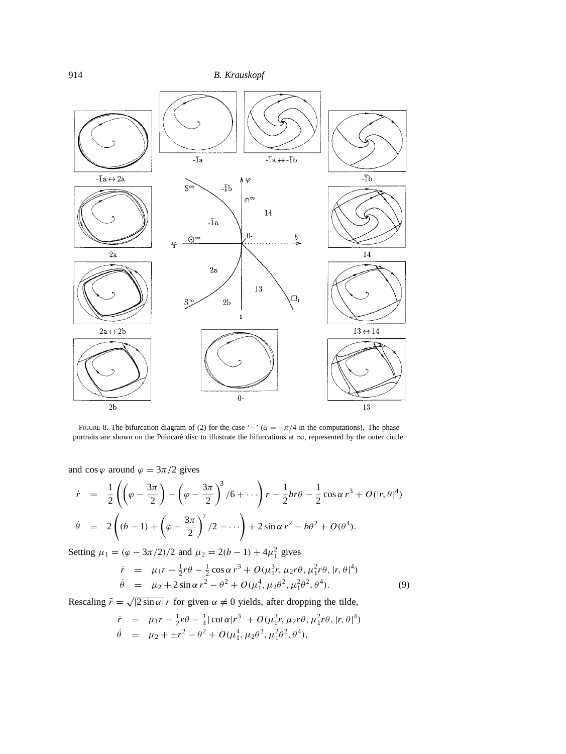FIGURE 8. The bifurcation diagram of (2) for the case '−' ($\alpha = -\pi/4$ in the computations). The phase portraits are shown on the Poincaré disc to illustrate the bifurcations at $\infty$, represented by the outer circle.

and $\cos\varphi$ around $\varphi = 3\pi/2$ gives

$$\dot{r} = \frac{1}{2}\left(\left(\varphi - \frac{3\pi}{2}\right) - \left(\varphi - \frac{3\pi}{2}\right)^3/6 + \cdots\right) r - \frac{1}{2}br\theta - \frac{1}{2}\cos\alpha\, r^3 + O(|r,\theta|^4)$$

$$\dot{\theta} = 2\left((b-1) + \left(\varphi - \frac{3\pi}{2}\right)^2/2 - \cdots\right) + 2\sin\alpha\, r^2 - b\theta^2 + O(\theta^4).$$

Setting $\mu_1 = (\varphi - 3\pi/2)/2$ and $\mu_2 = 2(b-1) + 4\mu_1^2$ gives

$$\begin{aligned} \dot{r} &= \mu_1 r - \tfrac{1}{2}r\theta - \tfrac{1}{2}\cos\alpha\, r^3 + O(\mu_1^3 r, \mu_2 r\theta, \mu_1^2 r\theta, |r,\theta|^4) \\ \dot{\theta} &= \mu_2 + 2\sin\alpha\, r^2 - \theta^2 + O(\mu_1^4, \mu_2\theta^2, \mu_1^2\theta^2, \theta^4). \end{aligned} \tag{9}$$

Rescaling $\tilde{r} = \sqrt{|2\sin\alpha|}\, r$ for given $\alpha \neq 0$ yields, after dropping the tilde,

$$\begin{aligned} \dot{r} &= \mu_1 r - \tfrac{1}{2}r\theta - \tfrac{1}{4}|\cot\alpha| r^3 + O(\mu_1^3 r, \mu_2 r\theta, \mu_1^2 r\theta, |r,\theta|^4) \\ \dot{\theta} &= \mu_2 + \pm r^2 - \theta^2 + O(\mu_1^4, \mu_2\theta^2, \mu_1^2\theta^2, \theta^4), \end{aligned}$$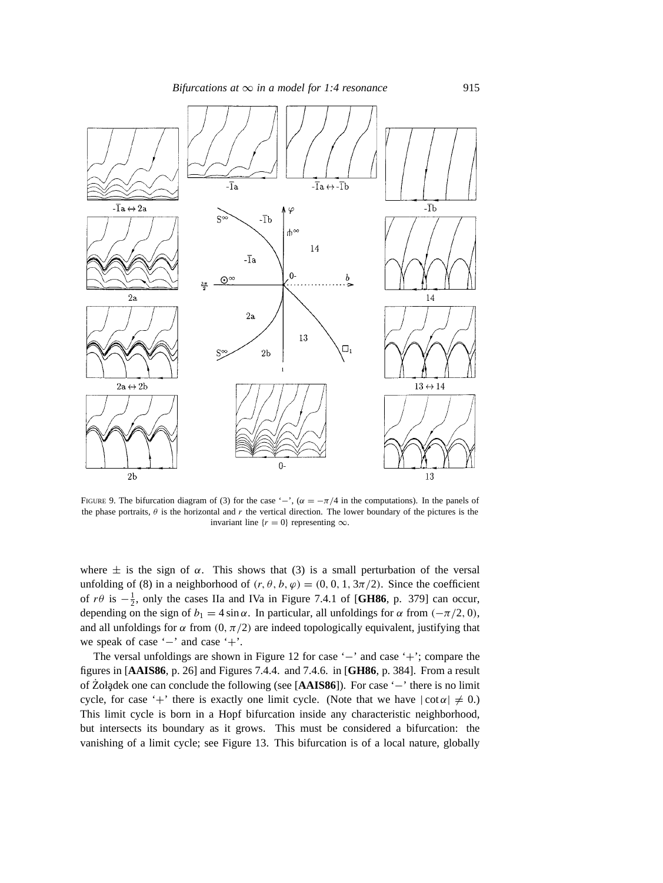FIGURE 9. The bifurcation diagram of (3) for the case '−', ($\alpha = -\pi/4$ in the computations). In the panels of the phase portraits, $\theta$ is the horizontal and $r$ the vertical direction. The lower boundary of the pictures is the invariant line $\{r = 0\}$ representing $\infty$.

where $\pm$ is the sign of $\alpha$. This shows that (3) is a small perturbation of the versal unfolding of (8) in a neighborhood of $(r, \theta, b, \varphi) = (0, 0, 1, 3\pi/2)$. Since the coefficient of $r\theta$ is $-\frac{1}{2}$, only the cases IIa and IVa in Figure 7.4.1 of [**GH86**, p. 379] can occur, depending on the sign of $b_1 = 4 \sin \alpha$. In particular, all unfoldings for $\alpha$ from $(-\pi/2, 0)$, and all unfoldings for $\alpha$ from $(0, \pi/2)$ are indeed topologically equivalent, justifying that we speak of case '−' and case '+'.

The versal unfoldings are shown in Figure 12 for case '−' and case '+'; compare the figures in [**AAIS86**, p. 26] and Figures 7.4.4. and 7.4.6. in [**GH86**, p. 384]. From a result of Żołądek one can conclude the following (see [**AAIS86**]). For case '−' there is no limit cycle, for case '+' there is exactly one limit cycle. (Note that we have $|\cot \alpha| \neq 0$.) This limit cycle is born in a Hopf bifurcation inside any characteristic neighborhood, but intersects its boundary as it grows. This must be considered a bifurcation: the vanishing of a limit cycle; see Figure 13. This bifurcation is of a local nature, globally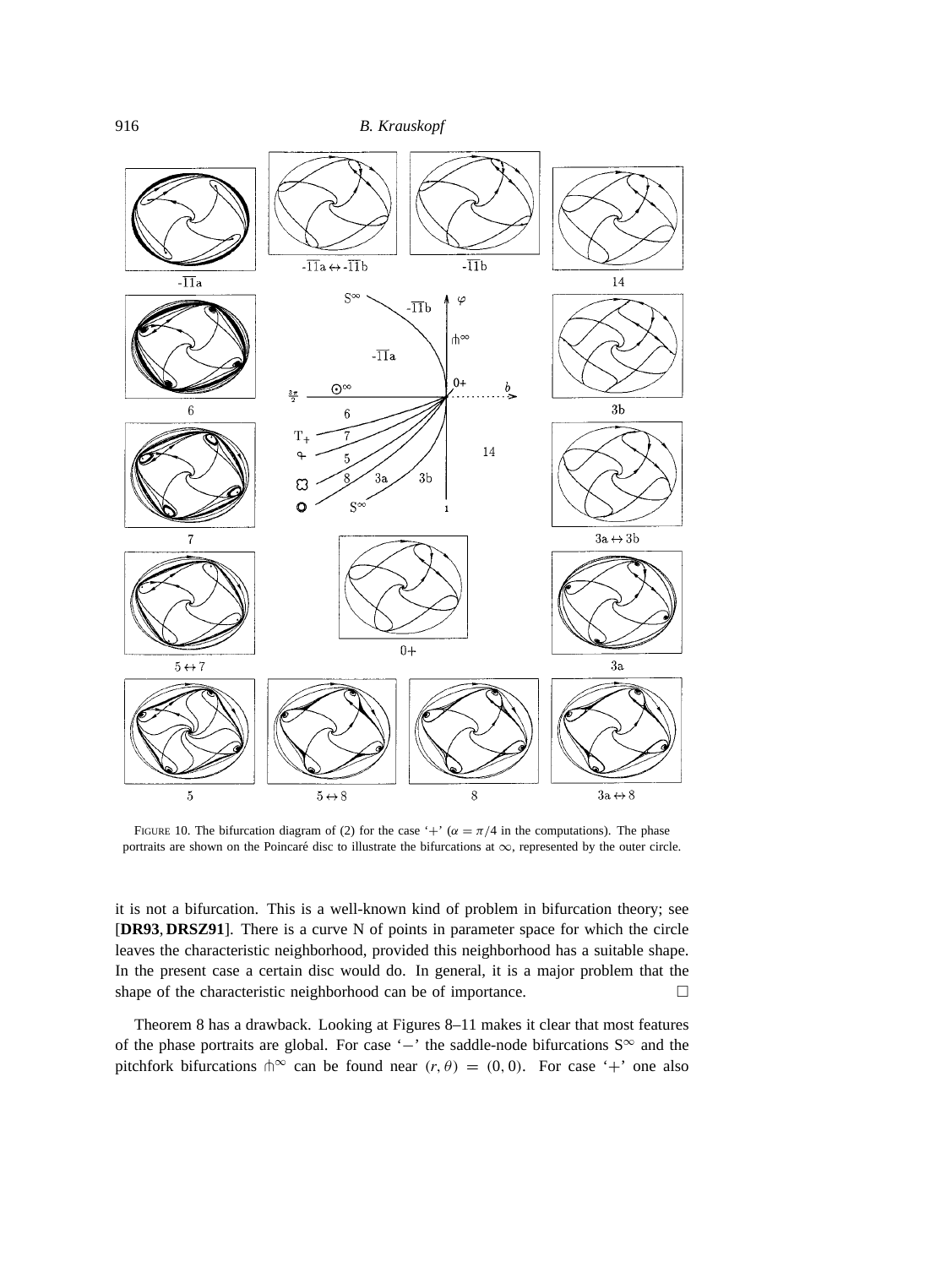FIGURE 10. The bifurcation diagram of (2) for the case '+' ($\alpha = \pi/4$ in the computations). The phase portraits are shown on the Poincaré disc to illustrate the bifurcations at $\infty$, represented by the outer circle.

it is not a bifurcation. This is a well-known kind of problem in bifurcation theory; see [**DR93**, **DRSZ91**]. There is a curve N of points in parameter space for which the circle leaves the characteristic neighborhood, provided this neighborhood has a suitable shape. In the present case a certain disc would do. In general, it is a major problem that the shape of the characteristic neighborhood can be of importance. □

Theorem 8 has a drawback. Looking at Figures 8–11 makes it clear that most features of the phase portraits are global. For case '$-$' the saddle-node bifurcations $S^\infty$ and the pitchfork bifurcations $\pitchfork^\infty$ can be found near $(r, \theta) = (0, 0)$. For case '$+$' one also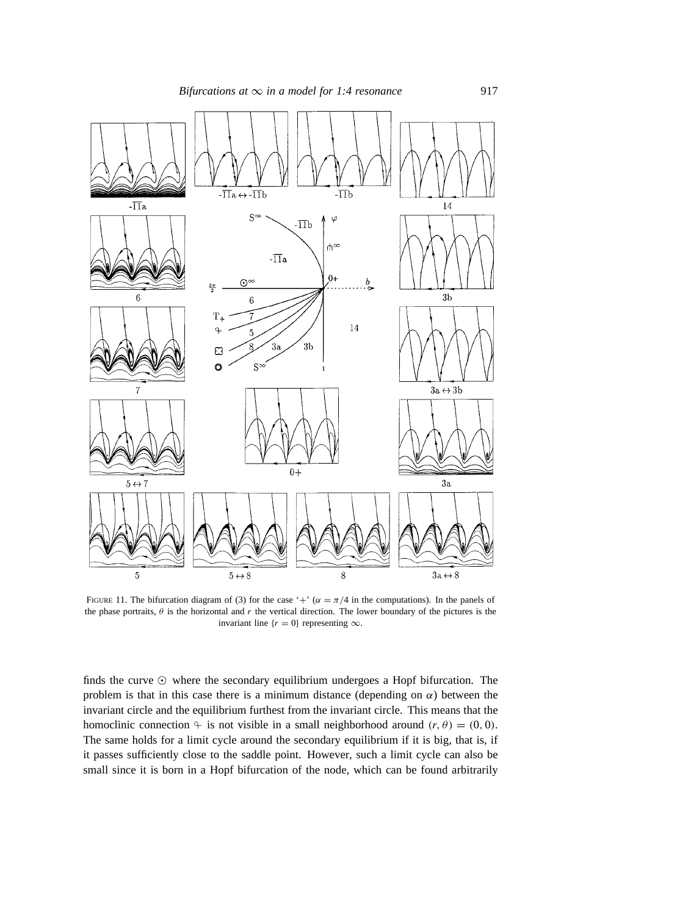FIGURE 11. The bifurcation diagram of (3) for the case '+' ($\alpha = \pi/4$ in the computations). In the panels of the phase portraits, $\theta$ is the horizontal and $r$ the vertical direction. The lower boundary of the pictures is the invariant line $\{r = 0\}$ representing $\infty$.

finds the curve $\odot$ where the secondary equilibrium undergoes a Hopf bifurcation. The problem is that in this case there is a minimum distance (depending on $\alpha$) between the invariant circle and the equilibrium furthest from the invariant circle. This means that the homoclinic connection $\circ\!\!\!\!-$ is not visible in a small neighborhood around $(r, \theta) = (0, 0)$. The same holds for a limit cycle around the secondary equilibrium if it is big, that is, if it passes sufficiently close to the saddle point. However, such a limit cycle can also be small since it is born in a Hopf bifurcation of the node, which can be found arbitrarily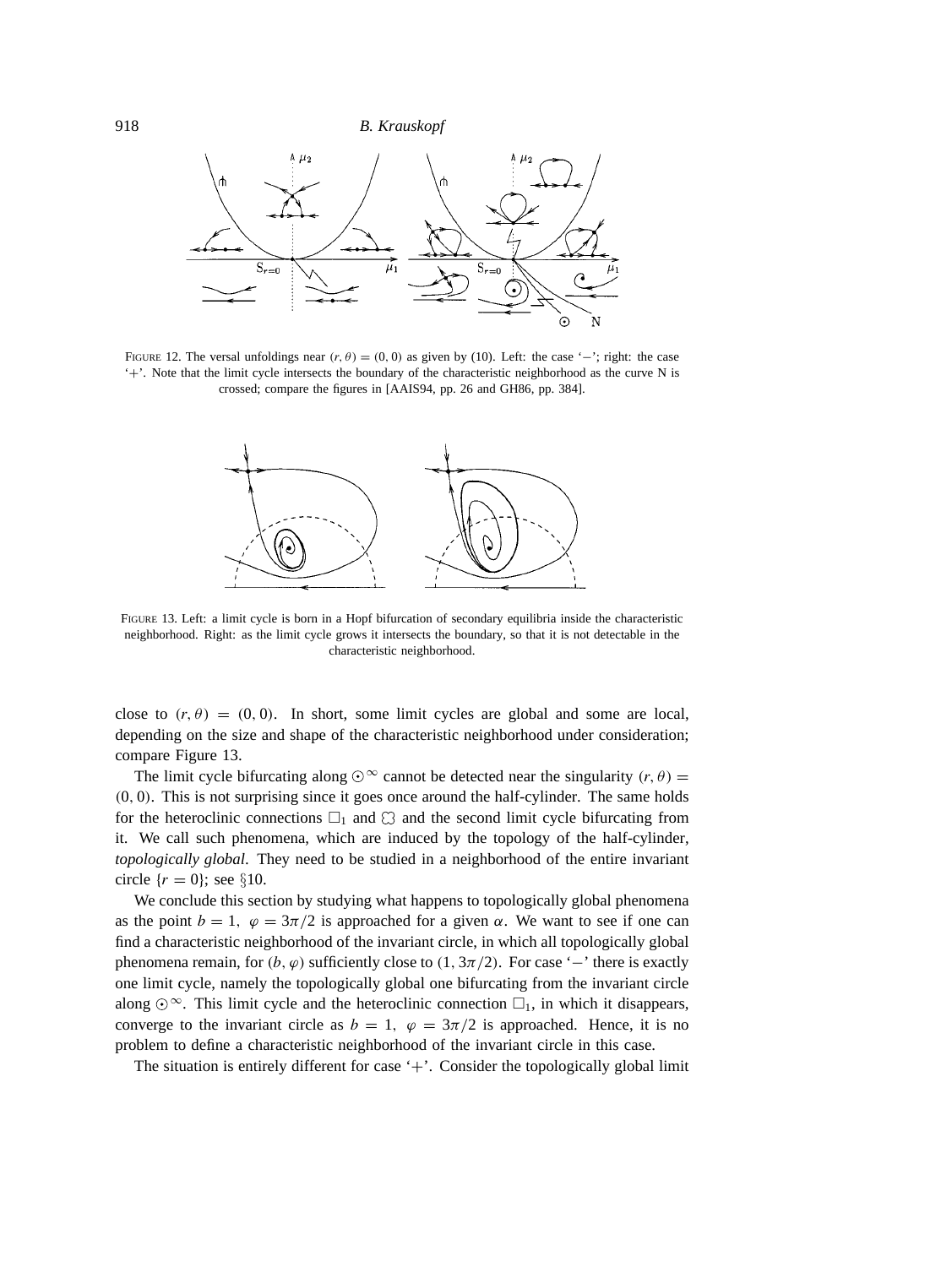FIGURE 12. The versal unfoldings near $(r, \theta) = (0, 0)$ as given by (10). Left: the case '$-$'; right: the case '$+$'. Note that the limit cycle intersects the boundary of the characteristic neighborhood as the curve N is crossed; compare the figures in [AAIS94, pp. 26 and GH86, pp. 384].

FIGURE 13. Left: a limit cycle is born in a Hopf bifurcation of secondary equilibria inside the characteristic neighborhood. Right: as the limit cycle grows it intersects the boundary, so that it is not detectable in the characteristic neighborhood.

close to $(r, \theta) = (0, 0)$. In short, some limit cycles are global and some are local, depending on the size and shape of the characteristic neighborhood under consideration; compare Figure 13.

The limit cycle bifurcating along $\odot^\infty$ cannot be detected near the singularity $(r, \theta) = (0, 0)$. This is not surprising since it goes once around the half-cylinder. The same holds for the heteroclinic connections $\square_1$ and $\circlearrowleft$ and the second limit cycle bifurcating from it. We call such phenomena, which are induced by the topology of the half-cylinder, *topologically global*. They need to be studied in a neighborhood of the entire invariant circle $\{r = 0\}$; see §10.

We conclude this section by studying what happens to topologically global phenomena as the point $b = 1$, $\varphi = 3\pi/2$ is approached for a given $\alpha$. We want to see if one can find a characteristic neighborhood of the invariant circle, in which all topologically global phenomena remain, for $(b, \varphi)$ sufficiently close to $(1, 3\pi/2)$. For case '$-$' there is exactly one limit cycle, namely the topologically global one bifurcating from the invariant circle along $\odot^\infty$. This limit cycle and the heteroclinic connection $\square_1$, in which it disappears, converge to the invariant circle as $b = 1$, $\varphi = 3\pi/2$ is approached. Hence, it is no problem to define a characteristic neighborhood of the invariant circle in this case.

The situation is entirely different for case '$+$'. Consider the topologically global limit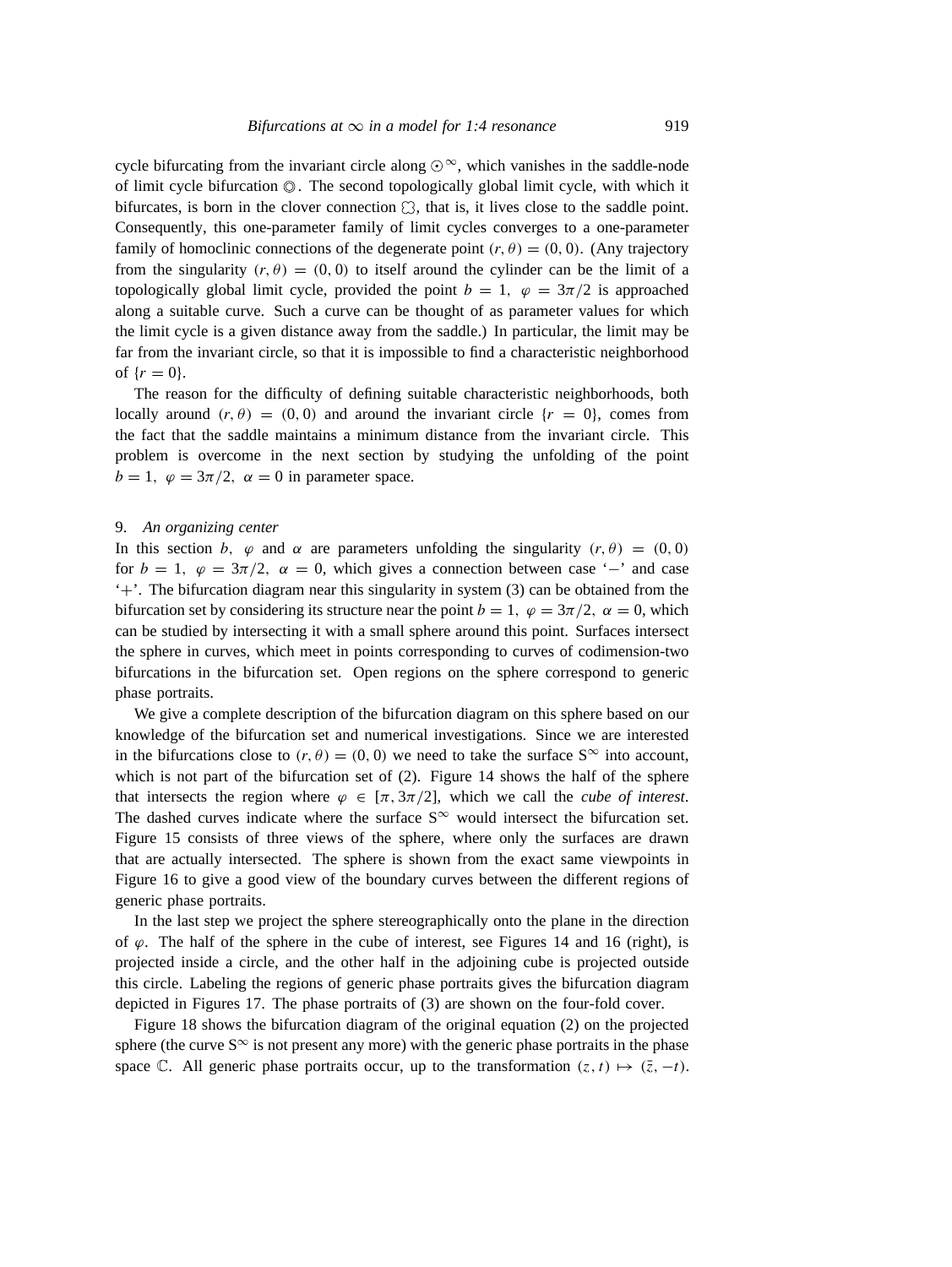cycle bifurcating from the invariant circle along $\odot^\infty$, which vanishes in the saddle-node of limit cycle bifurcation ◎. The second topologically global limit cycle, with which it bifurcates, is born in the clover connection ☊, that is, it lives close to the saddle point. Consequently, this one-parameter family of limit cycles converges to a one-parameter family of homoclinic connections of the degenerate point $(r, \theta) = (0, 0)$. (Any trajectory from the singularity $(r, \theta) = (0, 0)$ to itself around the cylinder can be the limit of a topologically global limit cycle, provided the point $b = 1$, $\varphi = 3\pi/2$ is approached along a suitable curve. Such a curve can be thought of as parameter values for which the limit cycle is a given distance away from the saddle.) In particular, the limit may be far from the invariant circle, so that it is impossible to find a characteristic neighborhood of $\{r = 0\}$.

The reason for the difficulty of defining suitable characteristic neighborhoods, both locally around $(r, \theta) = (0, 0)$ and around the invariant circle $\{r = 0\}$, comes from the fact that the saddle maintains a minimum distance from the invariant circle. This problem is overcome in the next section by studying the unfolding of the point $b = 1$, $\varphi = 3\pi/2$, $\alpha = 0$ in parameter space.

## 9. *An organizing center*

In this section $b$, $\varphi$ and $\alpha$ are parameters unfolding the singularity $(r, \theta) = (0, 0)$ for $b = 1$, $\varphi = 3\pi/2$, $\alpha = 0$, which gives a connection between case '$-$' and case '$+$'. The bifurcation diagram near this singularity in system (3) can be obtained from the bifurcation set by considering its structure near the point $b = 1$, $\varphi = 3\pi/2$, $\alpha = 0$, which can be studied by intersecting it with a small sphere around this point. Surfaces intersect the sphere in curves, which meet in points corresponding to curves of codimension-two bifurcations in the bifurcation set. Open regions on the sphere correspond to generic phase portraits.

We give a complete description of the bifurcation diagram on this sphere based on our knowledge of the bifurcation set and numerical investigations. Since we are interested in the bifurcations close to $(r, \theta) = (0, 0)$ we need to take the surface $S^\infty$ into account, which is not part of the bifurcation set of (2). Figure 14 shows the half of the sphere that intersects the region where $\varphi \in [\pi, 3\pi/2]$, which we call the *cube of interest*. The dashed curves indicate where the surface $S^\infty$ would intersect the bifurcation set. Figure 15 consists of three views of the sphere, where only the surfaces are drawn that are actually intersected. The sphere is shown from the exact same viewpoints in Figure 16 to give a good view of the boundary curves between the different regions of generic phase portraits.

In the last step we project the sphere stereographically onto the plane in the direction of $\varphi$. The half of the sphere in the cube of interest, see Figures 14 and 16 (right), is projected inside a circle, and the other half in the adjoining cube is projected outside this circle. Labeling the regions of generic phase portraits gives the bifurcation diagram depicted in Figures 17. The phase portraits of (3) are shown on the four-fold cover.

Figure 18 shows the bifurcation diagram of the original equation (2) on the projected sphere (the curve $S^\infty$ is not present any more) with the generic phase portraits in the phase space $\mathbb{C}$. All generic phase portraits occur, up to the transformation $(z, t) \mapsto (\bar{z}, -t)$.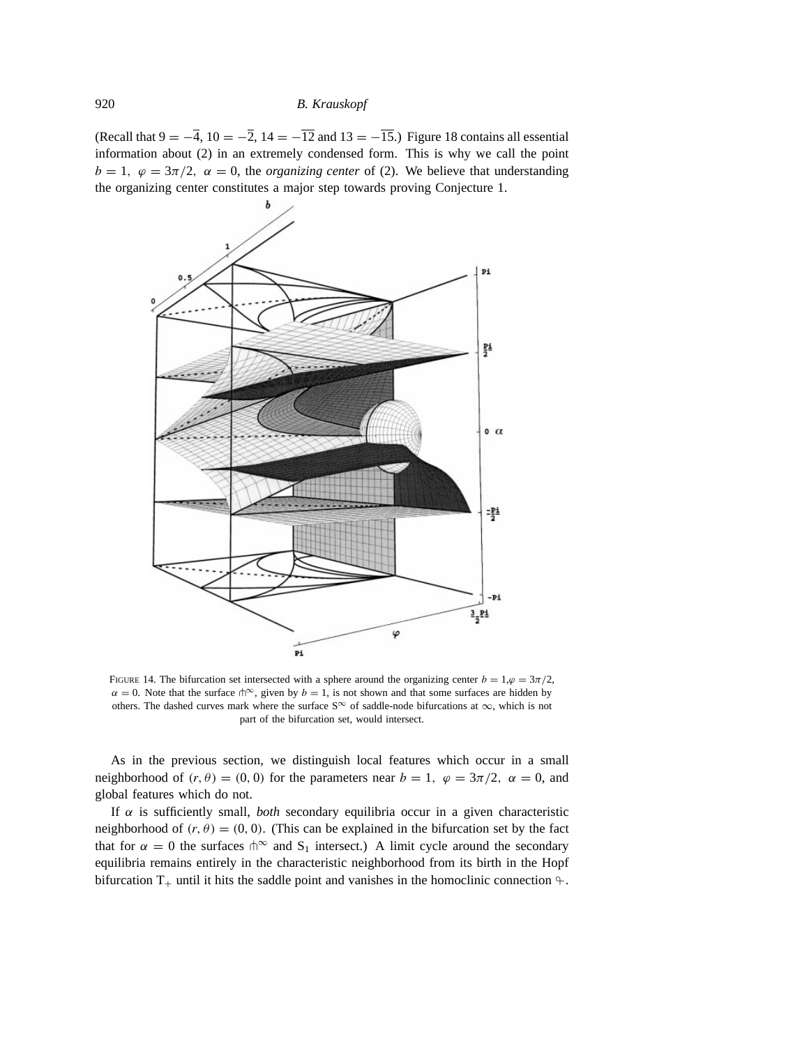(Recall that $9 = -\overline{4}$, $10 = -\overline{2}$, $14 = -\overline{12}$ and $13 = -\overline{15}$.) Figure 18 contains all essential information about (2) in an extremely condensed form. This is why we call the point $b = 1,\ \varphi = 3\pi/2,\ \alpha = 0$, the *organizing center* of (2). We believe that understanding the organizing center constitutes a major step towards proving Conjecture 1.

FIGURE 14. The bifurcation set intersected with a sphere around the organizing center $b = 1, \varphi = 3\pi/2$, $\alpha = 0$. Note that the surface $\pitchfork^\infty$, given by $b = 1$, is not shown and that some surfaces are hidden by others. The dashed curves mark where the surface $S^\infty$ of saddle-node bifurcations at $\infty$, which is not part of the bifurcation set, would intersect.

As in the previous section, we distinguish local features which occur in a small neighborhood of $(r, \theta) = (0, 0)$ for the parameters near $b = 1,\ \varphi = 3\pi/2,\ \alpha = 0$, and global features which do not.

If $\alpha$ is sufficiently small, *both* secondary equilibria occur in a given characteristic neighborhood of $(r, \theta) = (0, 0)$. (This can be explained in the bifurcation set by the fact that for $\alpha = 0$ the surfaces $\pitchfork^\infty$ and $S_1$ intersect.) A limit cycle around the secondary equilibria remains entirely in the characteristic neighborhood from its birth in the Hopf bifurcation $T_+$ until it hits the saddle point and vanishes in the homoclinic connection $\text{ዓ}_+$.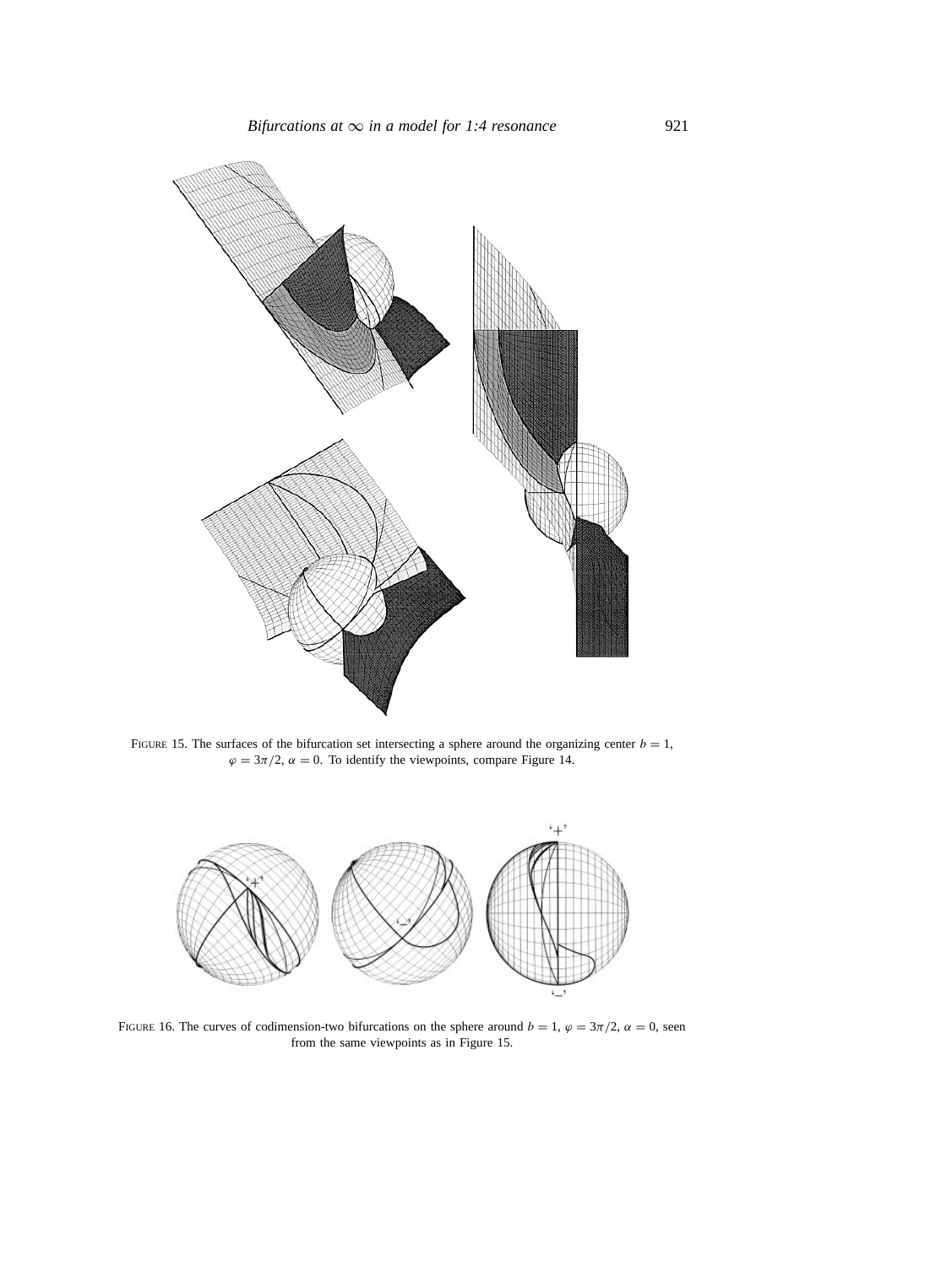FIGURE 15. The surfaces of the bifurcation set intersecting a sphere around the organizing center $b = 1$, $\varphi = 3\pi/2$, $\alpha = 0$. To identify the viewpoints, compare Figure 14.

FIGURE 16. The curves of codimension-two bifurcations on the sphere around $b = 1$, $\varphi = 3\pi/2$, $\alpha = 0$, seen from the same viewpoints as in Figure 15.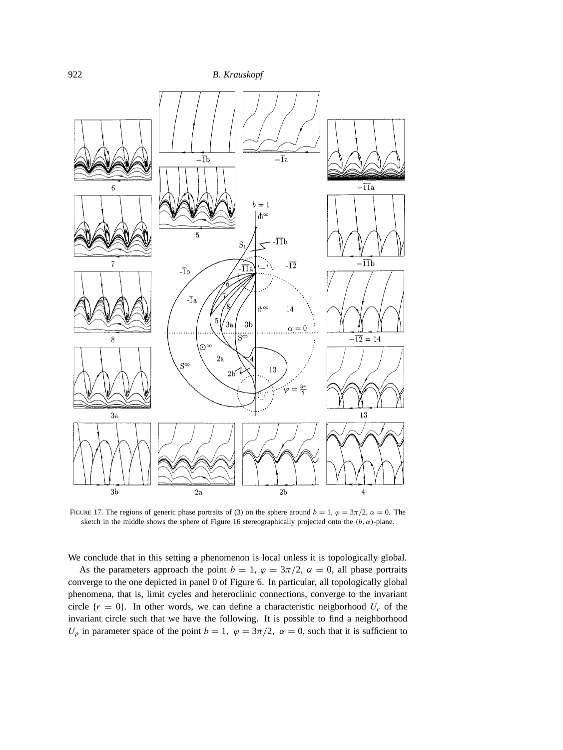FIGURE 17. The regions of generic phase portraits of (3) on the sphere around $b = 1$, $\varphi = 3\pi/2$, $\alpha = 0$. The sketch in the middle shows the sphere of Figure 16 stereographically projected onto the $(b, \alpha)$-plane.

We conclude that in this setting a phenomenon is local unless it is topologically global.

As the parameters approach the point $b = 1$, $\varphi = 3\pi/2$, $\alpha = 0$, all phase portraits converge to the one depicted in panel 0 of Figure 6. In particular, all topologically global phenomena, that is, limit cycles and heteroclinic connections, converge to the invariant circle $\{r = 0\}$. In other words, we can define a characteristic neigborhood $U_c$ of the invariant circle such that we have the following. It is possible to find a neighborhood $U_p$ in parameter space of the point $b = 1$, $\varphi = 3\pi/2$, $\alpha = 0$, such that it is sufficient to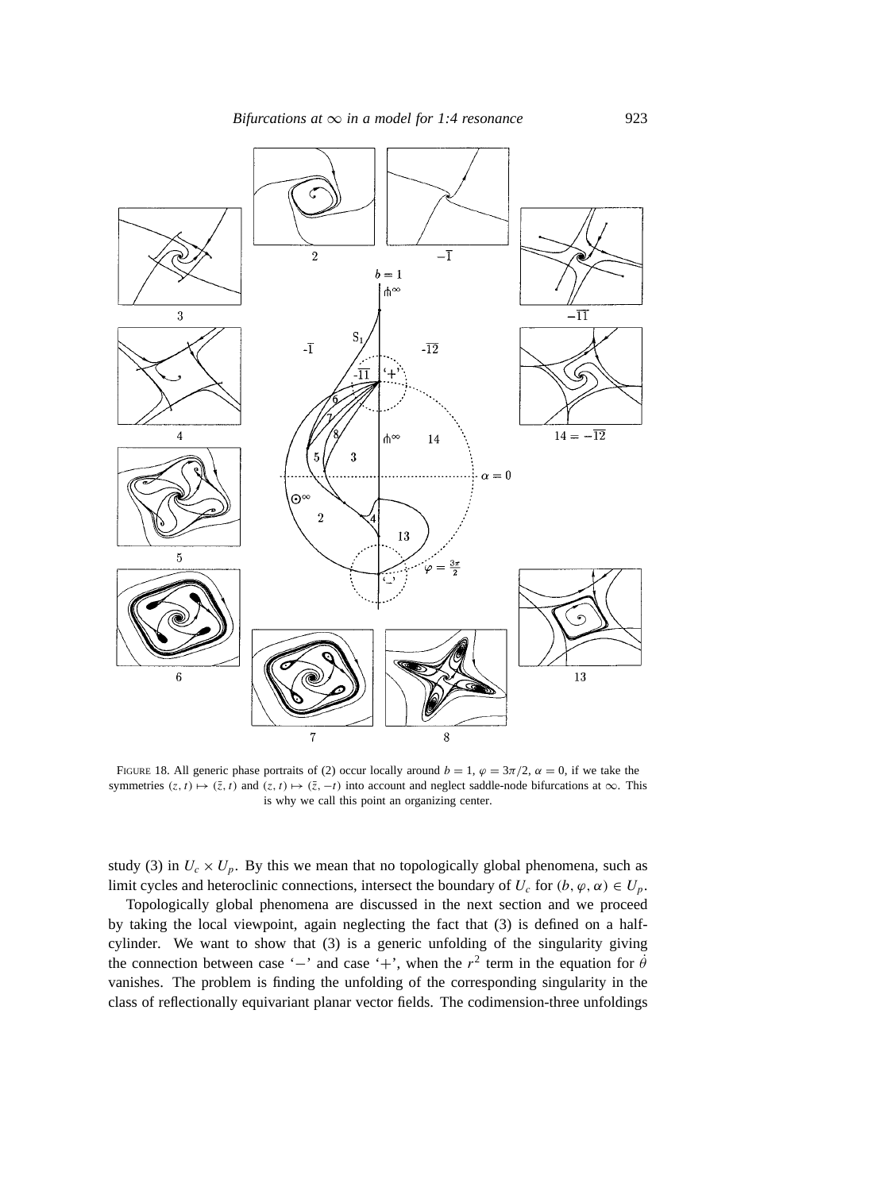FIGURE 18. All generic phase portraits of (2) occur locally around $b = 1$, $\varphi = 3\pi/2$, $\alpha = 0$, if we take the symmetries $(z, t) \mapsto (\bar{z}, t)$ and $(z, t) \mapsto (\bar{z}, -t)$ into account and neglect saddle-node bifurcations at $\infty$. This is why we call this point an organizing center.

study (3) in $U_c \times U_p$. By this we mean that no topologically global phenomena, such as limit cycles and heteroclinic connections, intersect the boundary of $U_c$ for $(b, \varphi, \alpha) \in U_p$.

Topologically global phenomena are discussed in the next section and we proceed by taking the local viewpoint, again neglecting the fact that (3) is defined on a half-cylinder. We want to show that (3) is a generic unfolding of the singularity giving the connection between case '−' and case '+', when the $r^2$ term in the equation for $\dot{\theta}$ vanishes. The problem is finding the unfolding of the corresponding singularity in the class of reflectionally equivariant planar vector fields. The codimension-three unfoldings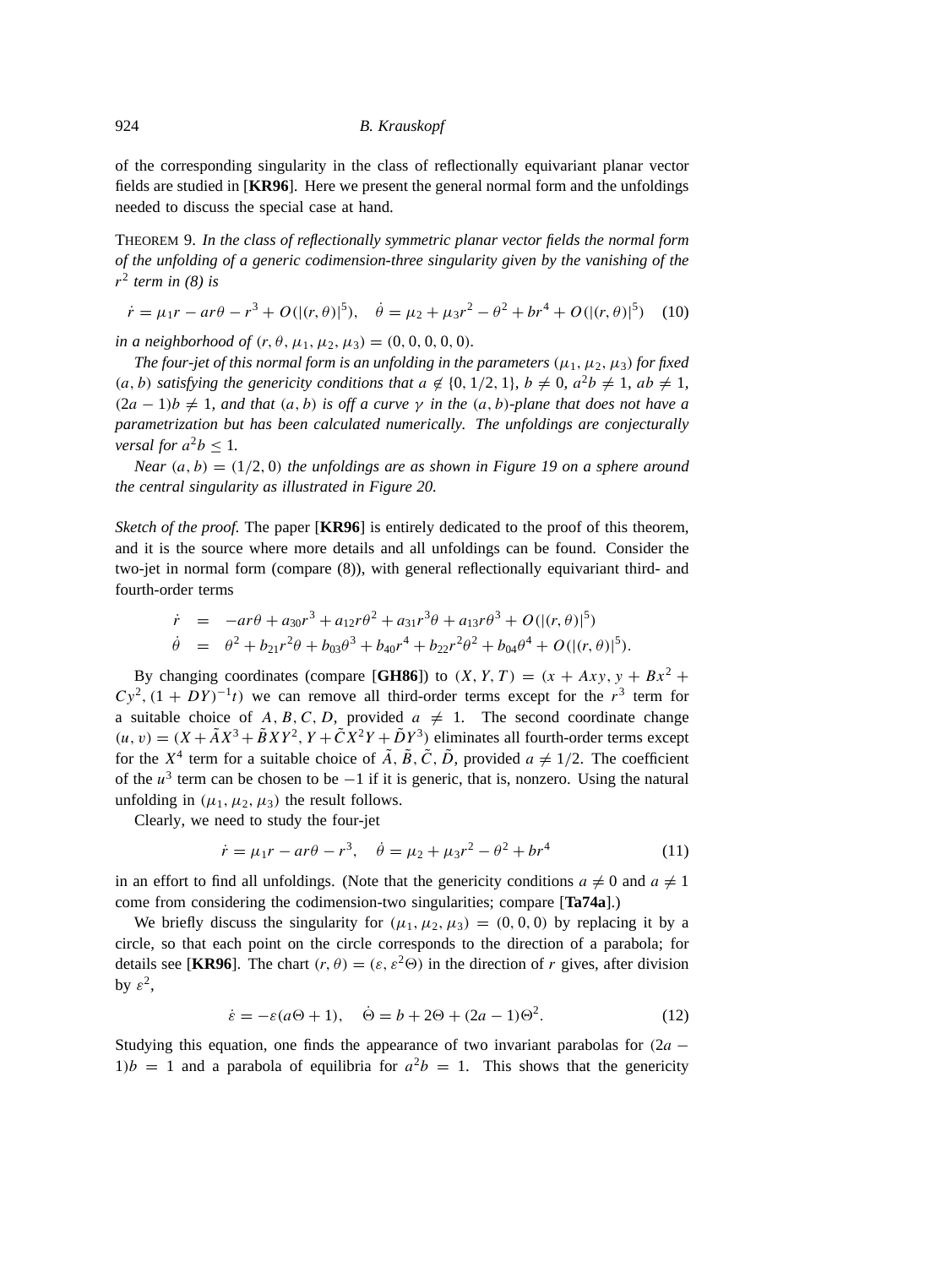of the corresponding singularity in the class of reflectionally equivariant planar vector fields are studied in [**KR96**]. Here we present the general normal form and the unfoldings needed to discuss the special case at hand.

THEOREM 9. *In the class of reflectionally symmetric planar vector fields the normal form of the unfolding of a generic codimension-three singularity given by the vanishing of the $r^2$ term in (8) is*

$$\dot{r} = \mu_1 r - ar\theta - r^3 + O(|(r,\theta)|^5), \quad \dot{\theta} = \mu_2 + \mu_3 r^2 - \theta^2 + br^4 + O(|(r,\theta)|^5) \quad (10)$$

*in a neighborhood of $(r, \theta, \mu_1, \mu_2, \mu_3) = (0, 0, 0, 0, 0)$.*

*The four-jet of this normal form is an unfolding in the parameters $(\mu_1, \mu_2, \mu_3)$ for fixed $(a, b)$ satisfying the genericity conditions that $a \notin \{0, 1/2, 1\}$, $b \neq 0$, $a^2 b \neq 1$, $ab \neq 1$, $(2a-1)b \neq 1$, and that $(a, b)$ is off a curve $\gamma$ in the $(a, b)$-plane that does not have a parametrization but has been calculated numerically. The unfoldings are conjecturally versal for $a^2 b \leq 1$.*

*Near $(a, b) = (1/2, 0)$ the unfoldings are as shown in Figure 19 on a sphere around the central singularity as illustrated in Figure 20.*

*Sketch of the proof.* The paper [**KR96**] is entirely dedicated to the proof of this theorem, and it is the source where more details and all unfoldings can be found. Consider the two-jet in normal form (compare (8)), with general reflectionally equivariant third- and fourth-order terms

$$\begin{aligned}
\dot{r} &= -ar\theta + a_{30}r^3 + a_{12}r\theta^2 + a_{31}r^3\theta + a_{13}r\theta^3 + O(|(r,\theta)|^5) \\
\dot{\theta} &= \theta^2 + b_{21}r^2\theta + b_{03}\theta^3 + b_{40}r^4 + b_{22}r^2\theta^2 + b_{04}\theta^4 + O(|(r,\theta)|^5).
\end{aligned}$$

By changing coordinates (compare [**GH86**]) to $(X, Y, T) = (x + Axy, y + Bx^2 + Cy^2, (1 + DY)^{-1}t)$ we can remove all third-order terms except for the $r^3$ term for a suitable choice of $A, B, C, D$, provided $a \neq 1$. The second coordinate change $(u, v) = (X + \tilde{A}X^3 + \tilde{B}XY^2, Y + \tilde{C}X^2Y + \tilde{D}Y^3)$ eliminates all fourth-order terms except for the $X^4$ term for a suitable choice of $\tilde{A}, \tilde{B}, \tilde{C}, \tilde{D}$, provided $a \neq 1/2$. The coefficient of the $u^3$ term can be chosen to be $-1$ if it is generic, that is, nonzero. Using the natural unfolding in $(\mu_1, \mu_2, \mu_3)$ the result follows.

Clearly, we need to study the four-jet

$$\dot{r} = \mu_1 r - ar\theta - r^3, \quad \dot{\theta} = \mu_2 + \mu_3 r^2 - \theta^2 + br^4 \quad (11)$$

in an effort to find all unfoldings. (Note that the genericity conditions $a \neq 0$ and $a \neq 1$ come from considering the codimension-two singularities; compare [**Ta74a**].)

We briefly discuss the singularity for $(\mu_1, \mu_2, \mu_3) = (0, 0, 0)$ by replacing it by a circle, so that each point on the circle corresponds to the direction of a parabola; for details see [**KR96**]. The chart $(r, \theta) = (\varepsilon, \varepsilon^2\Theta)$ in the direction of $r$ gives, after division by $\varepsilon^2$,

$$\dot{\varepsilon} = -\varepsilon(a\Theta + 1), \quad \dot{\Theta} = b + 2\Theta + (2a-1)\Theta^2. \quad (12)$$

Studying this equation, one finds the appearance of two invariant parabolas for $(2a - 1)b = 1$ and a parabola of equilibria for $a^2 b = 1$. This shows that the genericity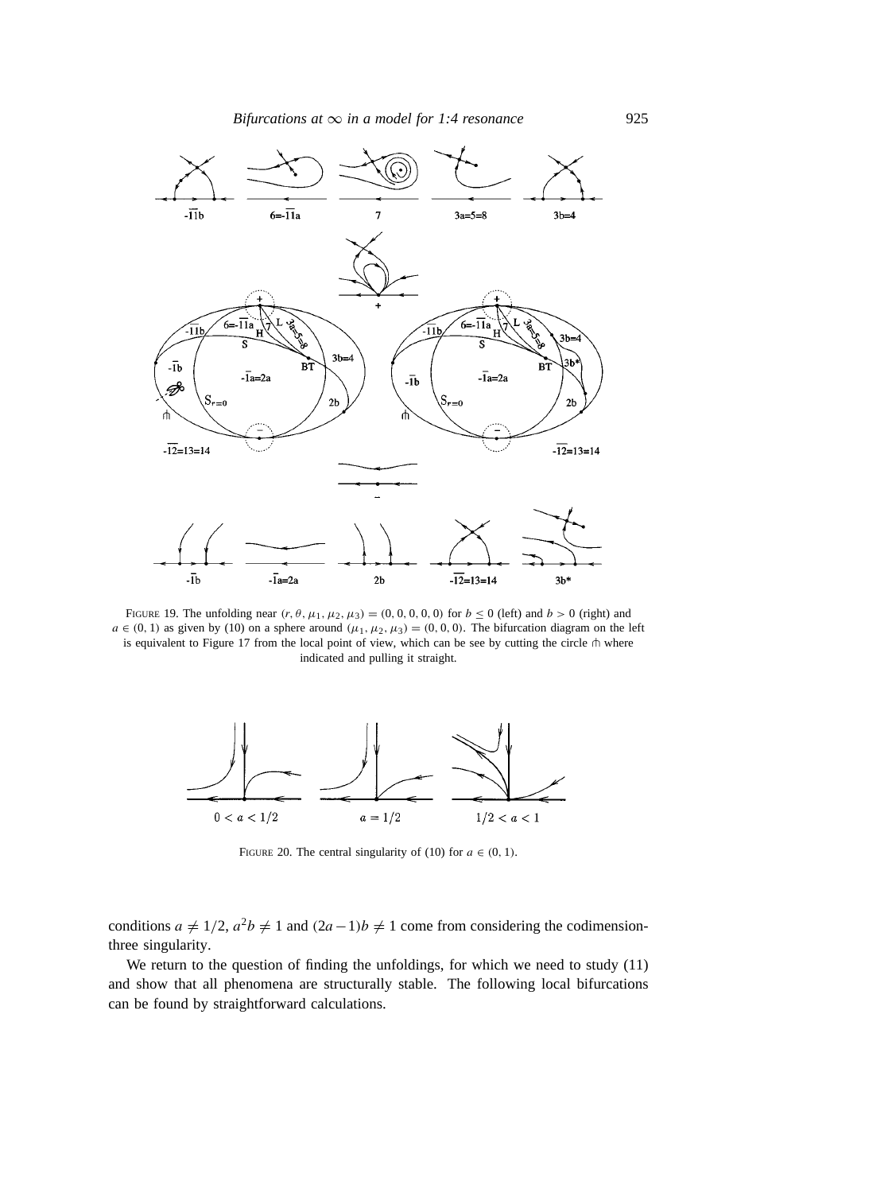FIGURE 19. The unfolding near $(r, \theta, \mu_1, \mu_2, \mu_3) = (0, 0, 0, 0, 0)$ for $b \leq 0$ (left) and $b > 0$ (right) and $a \in (0, 1)$ as given by (10) on a sphere around $(\mu_1, \mu_2, \mu_3) = (0, 0, 0)$. The bifurcation diagram on the left is equivalent to Figure 17 from the local point of view, which can be see by cutting the circle ⫛ where indicated and pulling it straight.

FIGURE 20. The central singularity of (10) for $a \in (0, 1)$.

conditions $a \neq 1/2$, $a^2 b \neq 1$ and $(2a-1)b \neq 1$ come from considering the codimension-three singularity.

We return to the question of finding the unfoldings, for which we need to study (11) and show that all phenomena are structurally stable. The following local bifurcations can be found by straightforward calculations.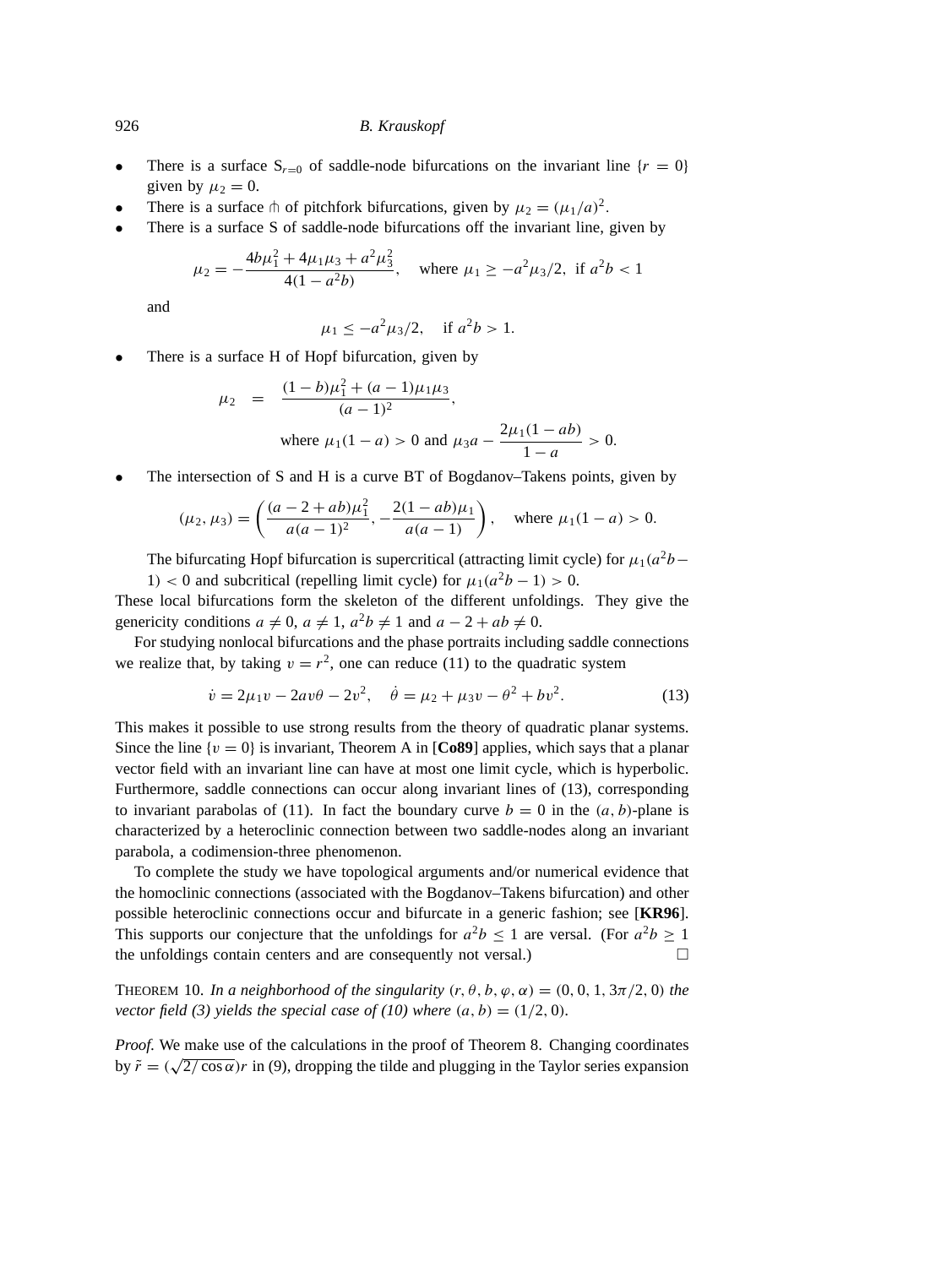- There is a surface $S_{r=0}$ of saddle-node bifurcations on the invariant line $\{r = 0\}$ given by $\mu_2 = 0$.
- There is a surface $\pitchfork$ of pitchfork bifurcations, given by $\mu_2 = (\mu_1/a)^2$.
- There is a surface S of saddle-node bifurcations off the invariant line, given by

$$\mu_2 = -\frac{4b\mu_1^2 + 4\mu_1\mu_3 + a^2\mu_3^2}{4(1-a^2b)}, \quad \text{where } \mu_1 \geq -a^2\mu_3/2, \text{ if } a^2b < 1$$

  and

$$\mu_1 \leq -a^2\mu_3/2, \quad \text{if } a^2b > 1.$$

- There is a surface H of Hopf bifurcation, given by

$$\mu_2 \;=\; \frac{(1-b)\mu_1^2 + (a-1)\mu_1\mu_3}{(a-1)^2},$$
$$\text{where } \mu_1(1-a) > 0 \text{ and } \mu_3 a - \frac{2\mu_1(1-ab)}{1-a} > 0.$$

- The intersection of S and H is a curve BT of Bogdanov–Takens points, given by

$$(\mu_2, \mu_3) = \left(\frac{(a-2+ab)\mu_1^2}{a(a-1)^2}, -\frac{2(1-ab)\mu_1}{a(a-1)}\right), \quad \text{where } \mu_1(1-a) > 0.$$

  The bifurcating Hopf bifurcation is supercritical (attracting limit cycle) for $\mu_1(a^2b - 1) < 0$ and subcritical (repelling limit cycle) for $\mu_1(a^2b-1) > 0$.

These local bifurcations form the skeleton of the different unfoldings. They give the genericity conditions $a \neq 0$, $a \neq 1$, $a^2b \neq 1$ and $a - 2 + ab \neq 0$.

For studying nonlocal bifurcations and the phase portraits including saddle connections we realize that, by taking $v = r^2$, one can reduce (11) to the quadratic system

$$\dot{v} = 2\mu_1 v - 2av\theta - 2v^2, \quad \dot{\theta} = \mu_2 + \mu_3 v - \theta^2 + bv^2. \tag{13}$$

This makes it possible to use strong results from the theory of quadratic planar systems. Since the line $\{v = 0\}$ is invariant, Theorem A in [**Co89**] applies, which says that a planar vector field with an invariant line can have at most one limit cycle, which is hyperbolic. Furthermore, saddle connections can occur along invariant lines of (13), corresponding to invariant parabolas of (11). In fact the boundary curve $b = 0$ in the $(a, b)$-plane is characterized by a heteroclinic connection between two saddle-nodes along an invariant parabola, a codimension-three phenomenon.

To complete the study we have topological arguments and/or numerical evidence that the homoclinic connections (associated with the Bogdanov–Takens bifurcation) and other possible heteroclinic connections occur and bifurcate in a generic fashion; see [**KR96**]. This supports our conjecture that the unfoldings for $a^2b \leq 1$ are versal. (For $a^2b \geq 1$ the unfoldings contain centers and are consequently not versal.) □

THEOREM 10. *In a neighborhood of the singularity* $(r, \theta, b, \varphi, \alpha) = (0, 0, 1, 3\pi/2, 0)$ *the vector field (3) yields the special case of (10) where* $(a, b) = (1/2, 0)$.

*Proof.* We make use of the calculations in the proof of Theorem 8. Changing coordinates by $\tilde{r} = (\sqrt{2/\cos\alpha})r$ in (9), dropping the tilde and plugging in the Taylor series expansion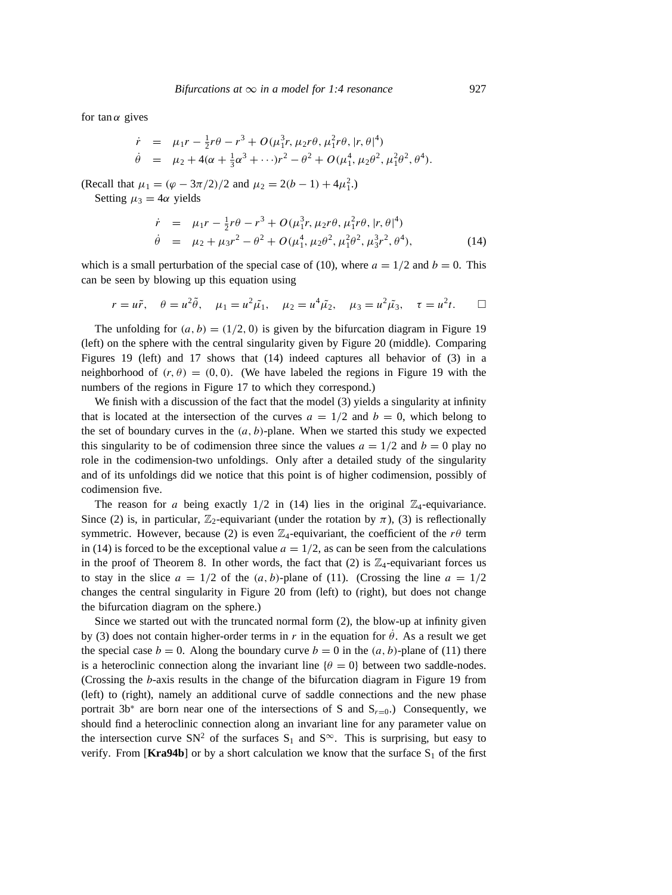for $\tan\alpha$ gives

$$
\begin{aligned}
\dot{r} &= \mu_1 r - \tfrac{1}{2} r\theta - r^3 + O(\mu_1^3 r, \mu_2 r\theta, \mu_1^2 r\theta, |r,\theta|^4) \\
\dot{\theta} &= \mu_2 + 4(\alpha + \tfrac{1}{3}\alpha^3 + \cdots) r^2 - \theta^2 + O(\mu_1^4, \mu_2\theta^2, \mu_1^2\theta^2, \theta^4).
\end{aligned}
$$

(Recall that $\mu_1 = (\varphi - 3\pi/2)/2$ and $\mu_2 = 2(b-1) + 4\mu_1^2$.)

Setting $\mu_3 = 4\alpha$ yields

$$
\begin{aligned}
\dot{r} &= \mu_1 r - \tfrac{1}{2} r\theta - r^3 + O(\mu_1^3 r, \mu_2 r\theta, \mu_1^2 r\theta, |r,\theta|^4) \\
\dot{\theta} &= \mu_2 + \mu_3 r^2 - \theta^2 + O(\mu_1^4, \mu_2\theta^2, \mu_1^2\theta^2, \mu_3^3 r^2, \theta^4),
\end{aligned}
\tag{14}
$$

which is a small perturbation of the special case of (10), where $a = 1/2$ and $b = 0$. This can be seen by blowing up this equation using

$$
r = u\tilde{r}, \quad \theta = u^2\tilde{\theta}, \quad \mu_1 = u^2\tilde{\mu_1}, \quad \mu_2 = u^4\tilde{\mu_2}, \quad \mu_3 = u^2\tilde{\mu_3}, \quad \tau = u^2 t. \qquad \square
$$

The unfolding for $(a,b) = (1/2, 0)$ is given by the bifurcation diagram in Figure 19 (left) on the sphere with the central singularity given by Figure 20 (middle). Comparing Figures 19 (left) and 17 shows that (14) indeed captures all behavior of (3) in a neighborhood of $(r,\theta) = (0,0)$. (We have labeled the regions in Figure 19 with the numbers of the regions in Figure 17 to which they correspond.)

We finish with a discussion of the fact that the model (3) yields a singularity at infinity that is located at the intersection of the curves $a = 1/2$ and $b = 0$, which belong to the set of boundary curves in the $(a,b)$-plane. When we started this study we expected this singularity to be of codimension three since the values $a = 1/2$ and $b = 0$ play no role in the codimension-two unfoldings. Only after a detailed study of the singularity and of its unfoldings did we notice that this point is of higher codimension, possibly of codimension five.

The reason for $a$ being exactly $1/2$ in (14) lies in the original $\mathbb{Z}_4$-equivariance. Since (2) is, in particular, $\mathbb{Z}_2$-equivariant (under the rotation by $\pi$), (3) is reflectionally symmetric. However, because (2) is even $\mathbb{Z}_4$-equivariant, the coefficient of the $r\theta$ term in (14) is forced to be the exceptional value $a = 1/2$, as can be seen from the calculations in the proof of Theorem 8. In other words, the fact that (2) is $\mathbb{Z}_4$-equivariant forces us to stay in the slice $a = 1/2$ of the $(a,b)$-plane of (11). (Crossing the line $a = 1/2$ changes the central singularity in Figure 20 from (left) to (right), but does not change the bifurcation diagram on the sphere.)

Since we started out with the truncated normal form (2), the blow-up at infinity given by (3) does not contain higher-order terms in $r$ in the equation for $\dot{\theta}$. As a result we get the special case $b = 0$. Along the boundary curve $b = 0$ in the $(a,b)$-plane of (11) there is a heteroclinic connection along the invariant line $\{\theta = 0\}$ between two saddle-nodes. (Crossing the $b$-axis results in the change of the bifurcation diagram in Figure 19 from (left) to (right), namely an additional curve of saddle connections and the new phase portrait 3b$^*$ are born near one of the intersections of S and $\text{S}_{r=0}$.) Consequently, we should find a heteroclinic connection along an invariant line for any parameter value on the intersection curve $\text{SN}^2$ of the surfaces $\text{S}_1$ and $\text{S}^\infty$. This is surprising, but easy to verify. From [**Kra94b**] or by a short calculation we know that the surface $\text{S}_1$ of the first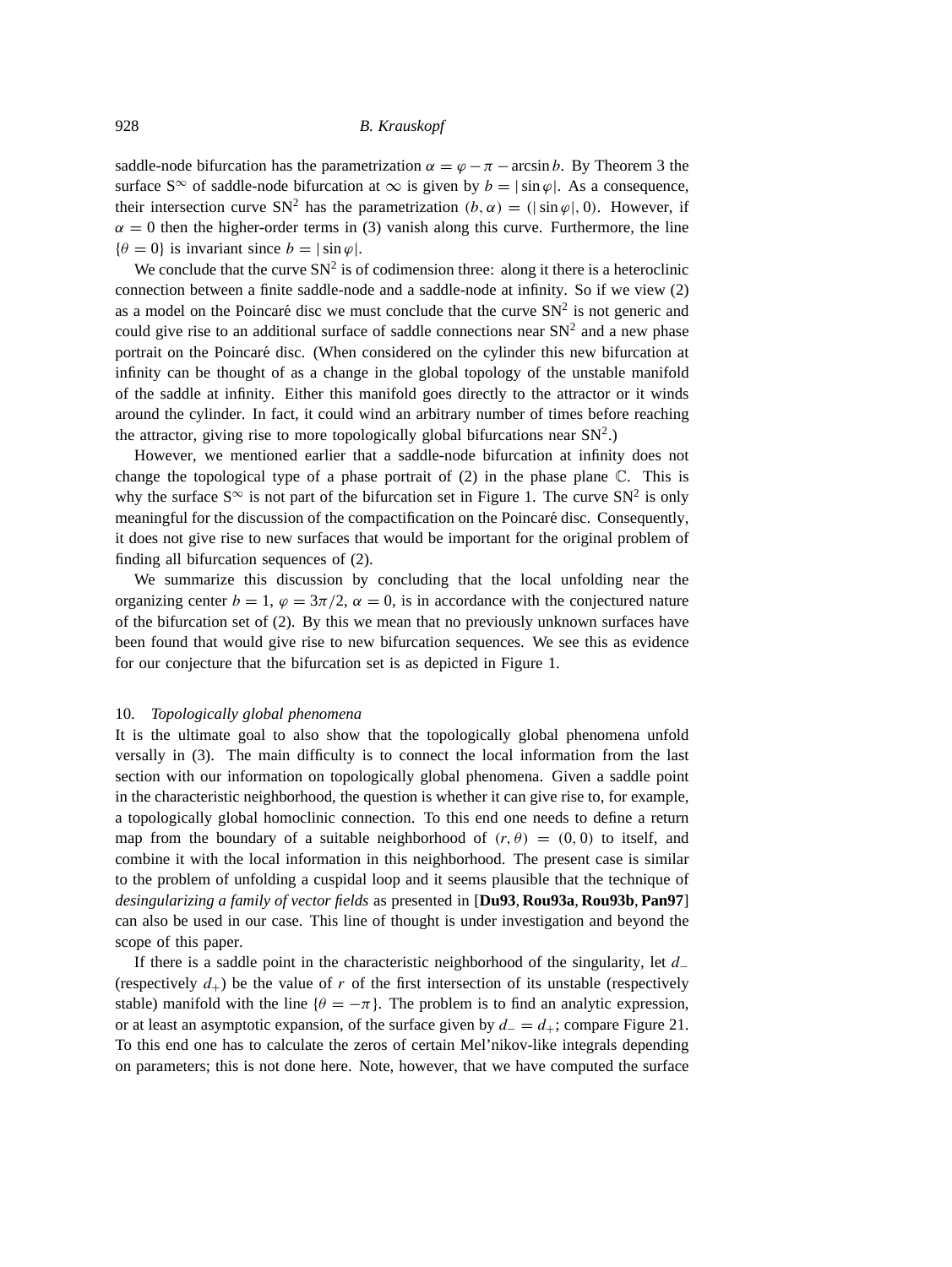saddle-node bifurcation has the parametrization $\alpha = \varphi - \pi - \arcsin b$. By Theorem 3 the surface $S^\infty$ of saddle-node bifurcation at $\infty$ is given by $b = |\sin\varphi|$. As a consequence, their intersection curve $SN^2$ has the parametrization $(b, \alpha) = (|\sin\varphi|, 0)$. However, if $\alpha = 0$ then the higher-order terms in (3) vanish along this curve. Furthermore, the line $\{\theta = 0\}$ is invariant since $b = |\sin\varphi|$.

We conclude that the curve $SN^2$ is of codimension three: along it there is a heteroclinic connection between a finite saddle-node and a saddle-node at infinity. So if we view (2) as a model on the Poincaré disc we must conclude that the curve $SN^2$ is not generic and could give rise to an additional surface of saddle connections near $SN^2$ and a new phase portrait on the Poincaré disc. (When considered on the cylinder this new bifurcation at infinity can be thought of as a change in the global topology of the unstable manifold of the saddle at infinity. Either this manifold goes directly to the attractor or it winds around the cylinder. In fact, it could wind an arbitrary number of times before reaching the attractor, giving rise to more topologically global bifurcations near $SN^2$.)

However, we mentioned earlier that a saddle-node bifurcation at infinity does not change the topological type of a phase portrait of (2) in the phase plane $\mathbb{C}$. This is why the surface $S^\infty$ is not part of the bifurcation set in Figure 1. The curve $SN^2$ is only meaningful for the discussion of the compactification on the Poincaré disc. Consequently, it does not give rise to new surfaces that would be important for the original problem of finding all bifurcation sequences of (2).

We summarize this discussion by concluding that the local unfolding near the organizing center $b = 1$, $\varphi = 3\pi/2$, $\alpha = 0$, is in accordance with the conjectured nature of the bifurcation set of (2). By this we mean that no previously unknown surfaces have been found that would give rise to new bifurcation sequences. We see this as evidence for our conjecture that the bifurcation set is as depicted in Figure 1.

## 10. *Topologically global phenomena*

It is the ultimate goal to also show that the topologically global phenomena unfold versally in (3). The main difficulty is to connect the local information from the last section with our information on topologically global phenomena. Given a saddle point in the characteristic neighborhood, the question is whether it can give rise to, for example, a topologically global homoclinic connection. To this end one needs to define a return map from the boundary of a suitable neighborhood of $(r, \theta) = (0, 0)$ to itself, and combine it with the local information in this neighborhood. The present case is similar to the problem of unfolding a cuspidal loop and it seems plausible that the technique of *desingularizing a family of vector fields* as presented in [**Du93**, **Rou93a**, **Rou93b**, **Pan97**] can also be used in our case. This line of thought is under investigation and beyond the scope of this paper.

If there is a saddle point in the characteristic neighborhood of the singularity, let $d_-$ (respectively $d_+$) be the value of $r$ of the first intersection of its unstable (respectively stable) manifold with the line $\{\theta = -\pi\}$. The problem is to find an analytic expression, or at least an asymptotic expansion, of the surface given by $d_- = d_+$; compare Figure 21. To this end one has to calculate the zeros of certain Mel'nikov-like integrals depending on parameters; this is not done here. Note, however, that we have computed the surface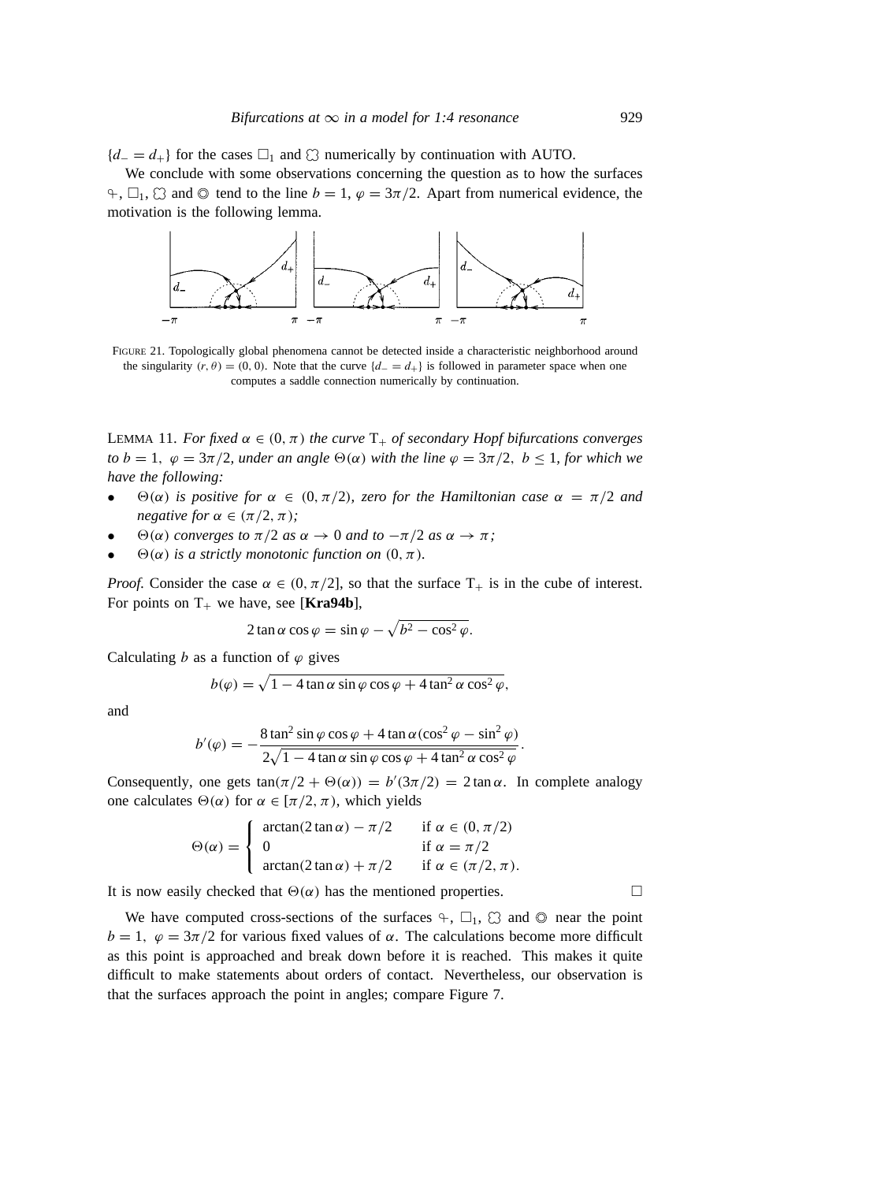$\{d_- = d_+\}$ for the cases $\Box_1$ and ☼ numerically by continuation with AUTO.

We conclude with some observations concerning the question as to how the surfaces ⍼, $\Box_1$, ☼ and ◎ tend to the line $b = 1$, $\varphi = 3\pi/2$. Apart from numerical evidence, the motivation is the following lemma.

FIGURE 21. Topologically global phenomena cannot be detected inside a characteristic neighborhood around the singularity $(r, \theta) = (0, 0)$. Note that the curve $\{d_- = d_+\}$ is followed in parameter space when one computes a saddle connection numerically by continuation.

LEMMA 11. *For fixed $\alpha \in (0, \pi)$ the curve $\mathrm{T}_+$ of secondary Hopf bifurcations converges to $b = 1$, $\varphi = 3\pi/2$, under an angle $\Theta(\alpha)$ with the line $\varphi = 3\pi/2$, $b \leq 1$, for which we have the following:*

- *$\Theta(\alpha)$ is positive for $\alpha \in (0, \pi/2)$, zero for the Hamiltonian case $\alpha = \pi/2$ and negative for $\alpha \in (\pi/2, \pi)$;*
- *$\Theta(\alpha)$ converges to $\pi/2$ as $\alpha \to 0$ and to $-\pi/2$ as $\alpha \to \pi$;*
- *$\Theta(\alpha)$ is a strictly monotonic function on $(0, \pi)$.*

*Proof.* Consider the case $\alpha \in (0, \pi/2]$, so that the surface $\mathrm{T}_+$ is in the cube of interest. For points on $\mathrm{T}_+$ we have, see [**Kra94b**],

$$2 \tan \alpha \cos \varphi = \sin \varphi - \sqrt{b^2 - \cos^2 \varphi}.$$

Calculating $b$ as a function of $\varphi$ gives

$$b(\varphi) = \sqrt{1 - 4 \tan \alpha \sin \varphi \cos \varphi + 4 \tan^2 \alpha \cos^2 \varphi},$$

and

$$b'(\varphi) = -\frac{8 \tan^2 \sin \varphi \cos \varphi + 4 \tan \alpha (\cos^2 \varphi - \sin^2 \varphi)}{2\sqrt{1 - 4 \tan \alpha \sin \varphi \cos \varphi + 4 \tan^2 \alpha \cos^2 \varphi}}.$$

Consequently, one gets $\tan(\pi/2 + \Theta(\alpha)) = b'(3\pi/2) = 2 \tan \alpha$. In complete analogy one calculates $\Theta(\alpha)$ for $\alpha \in [\pi/2, \pi)$, which yields

$$\Theta(\alpha) = \begin{cases} \arctan(2 \tan \alpha) - \pi/2 & \text{if } \alpha \in (0, \pi/2) \\ 0 & \text{if } \alpha = \pi/2 \\ \arctan(2 \tan \alpha) + \pi/2 & \text{if } \alpha \in (\pi/2, \pi). \end{cases}$$

It is now easily checked that $\Theta(\alpha)$ has the mentioned properties. $\Box$

We have computed cross-sections of the surfaces ⍼, $\Box_1$, ☼ and ◎ near the point $b = 1$, $\varphi = 3\pi/2$ for various fixed values of $\alpha$. The calculations become more difficult as this point is approached and break down before it is reached. This makes it quite difficult to make statements about orders of contact. Nevertheless, our observation is that the surfaces approach the point in angles; compare Figure 7.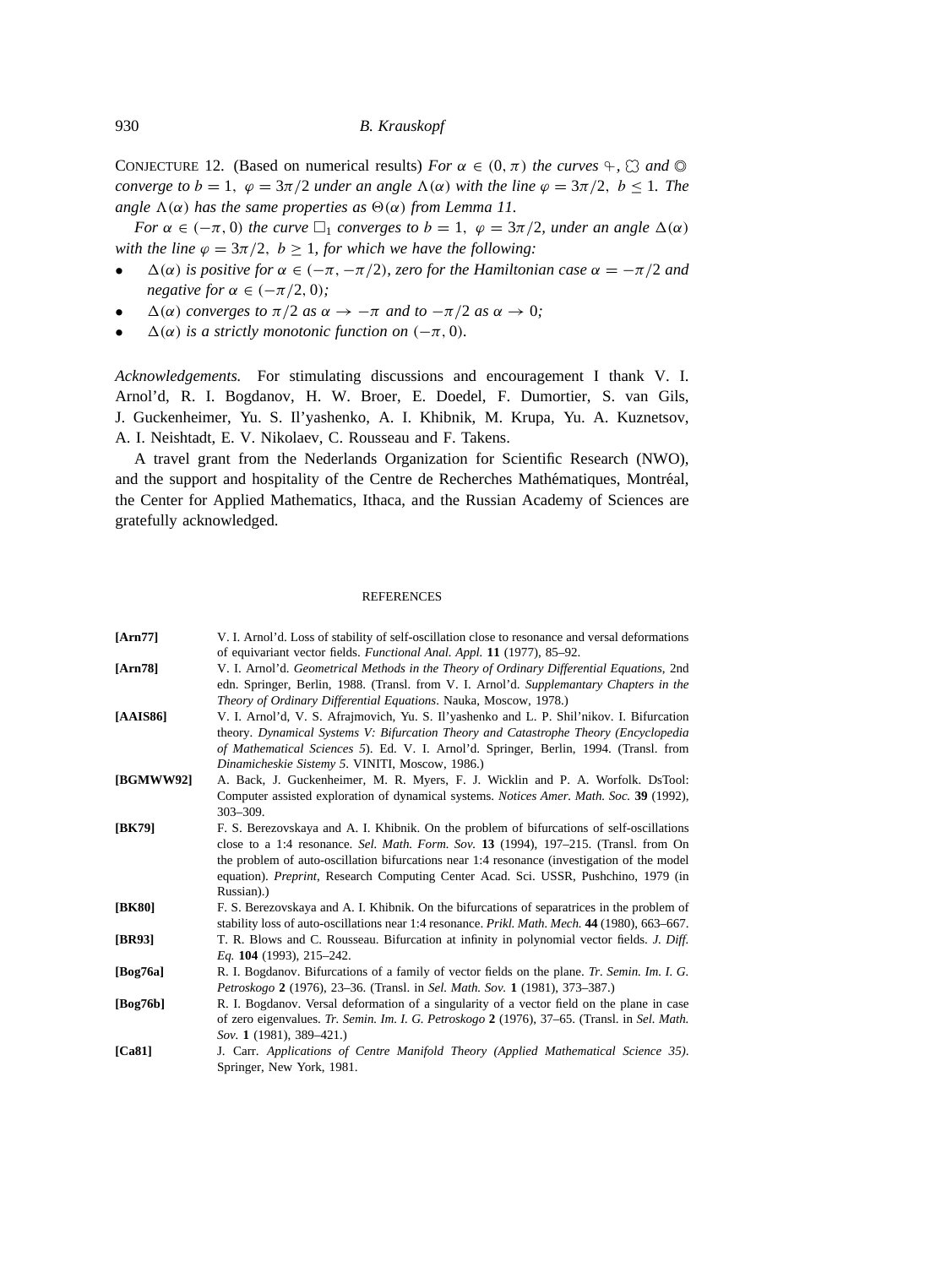CONJECTURE 12. (Based on numerical results) *For $\alpha \in (0, \pi)$ the curves* ♀, ☼ *and* ◎ *converge to $b = 1,\ \varphi = 3\pi/2$ under an angle $\Lambda(\alpha)$ with the line $\varphi = 3\pi/2,\ b \leq 1$. The angle $\Lambda(\alpha)$ has the same properties as $\Theta(\alpha)$ from Lemma 11.*

*For $\alpha \in (-\pi, 0)$ the curve $\square_1$ converges to $b = 1,\ \varphi = 3\pi/2$, under an angle $\Delta(\alpha)$ with the line $\varphi = 3\pi/2,\ b \geq 1$, for which we have the following:*

- *$\Delta(\alpha)$ is positive for $\alpha \in (-\pi, -\pi/2)$, zero for the Hamiltonian case $\alpha = -\pi/2$ and negative for $\alpha \in (-\pi/2, 0)$;*
- *$\Delta(\alpha)$ converges to $\pi/2$ as $\alpha \to -\pi$ and to $-\pi/2$ as $\alpha \to 0$;*
- *$\Delta(\alpha)$ is a strictly monotonic function on $(-\pi, 0)$.*

*Acknowledgements.* For stimulating discussions and encouragement I thank V. I. Arnol'd, R. I. Bogdanov, H. W. Broer, E. Doedel, F. Dumortier, S. van Gils, J. Guckenheimer, Yu. S. Il'yashenko, A. I. Khibnik, M. Krupa, Yu. A. Kuznetsov, A. I. Neishtadt, E. V. Nikolaev, C. Rousseau and F. Takens.

A travel grant from the Nederlands Organization for Scientific Research (NWO), and the support and hospitality of the Centre de Recherches Mathématiques, Montréal, the Center for Applied Mathematics, Ithaca, and the Russian Academy of Sciences are gratefully acknowledged.

## REFERENCES

**[Arn77]** V. I. Arnol'd. Loss of stability of self-oscillation close to resonance and versal deformations of equivariant vector fields. *Functional Anal. Appl.* **11** (1977), 85–92.

**[Arn78]** V. I. Arnol'd. *Geometrical Methods in the Theory of Ordinary Differential Equations*, 2nd edn. Springer, Berlin, 1988. (Transl. from V. I. Arnol'd. *Supplemantary Chapters in the Theory of Ordinary Differential Equations*. Nauka, Moscow, 1978.)

**[AAIS86]** V. I. Arnol'd, V. S. Afrajmovich, Yu. S. Il'yashenko and L. P. Shil'nikov. I. Bifurcation theory. *Dynamical Systems V: Bifurcation Theory and Catastrophe Theory (Encyclopedia of Mathematical Sciences 5)*. Ed. V. I. Arnol'd. Springer, Berlin, 1994. (Transl. from *Dinamicheskie Sistemy 5*. VINITI, Moscow, 1986.)

**[BGMWW92]** A. Back, J. Guckenheimer, M. R. Myers, F. J. Wicklin and P. A. Worfolk. DsTool: Computer assisted exploration of dynamical systems. *Notices Amer. Math. Soc.* **39** (1992), 303–309.

**[BK79]** F. S. Berezovskaya and A. I. Khibnik. On the problem of bifurcations of self-oscillations close to a 1:4 resonance. *Sel. Math. Form. Sov.* **13** (1994), 197–215. (Transl. from On the problem of auto-oscillation bifurcations near 1:4 resonance (investigation of the model equation). *Preprint*, Research Computing Center Acad. Sci. USSR, Pushchino, 1979 (in Russian).)

**[BK80]** F. S. Berezovskaya and A. I. Khibnik. On the bifurcations of separatrices in the problem of stability loss of auto-oscillations near 1:4 resonance. *Prikl. Math. Mech.* **44** (1980), 663–667.

**[BR93]** T. R. Blows and C. Rousseau. Bifurcation at infinity in polynomial vector fields. *J. Diff. Eq.* **104** (1993), 215–242.

**[Bog76a]** R. I. Bogdanov. Bifurcations of a family of vector fields on the plane. *Tr. Semin. Im. I. G. Petroskogo* **2** (1976), 23–36. (Transl. in *Sel. Math. Sov.* **1** (1981), 373–387.)

**[Bog76b]** R. I. Bogdanov. Versal deformation of a singularity of a vector field on the plane in case of zero eigenvalues. *Tr. Semin. Im. I. G. Petroskogo* **2** (1976), 37–65. (Transl. in *Sel. Math. Sov.* **1** (1981), 389–421.)

**[Ca81]** J. Carr. *Applications of Centre Manifold Theory (Applied Mathematical Science 35)*. Springer, New York, 1981.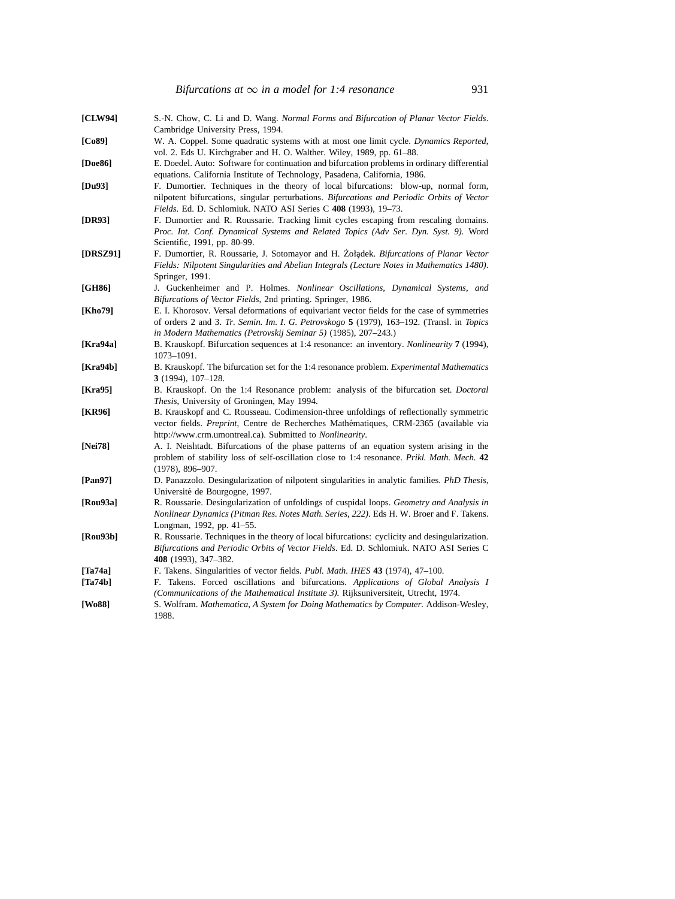**[CLW94]** S.-N. Chow, C. Li and D. Wang. *Normal Forms and Bifurcation of Planar Vector Fields*. Cambridge University Press, 1994.

**[Co89]** W. A. Coppel. Some quadratic systems with at most one limit cycle. *Dynamics Reported*, vol. 2. Eds U. Kirchgraber and H. O. Walther. Wiley, 1989, pp. 61–88.

**[Doe86]** E. Doedel. Auto: Software for continuation and bifurcation problems in ordinary differential equations. California Institute of Technology, Pasadena, California, 1986.

**[Du93]** F. Dumortier. Techniques in the theory of local bifurcations: blow-up, normal form, nilpotent bifurcations, singular perturbations. *Bifurcations and Periodic Orbits of Vector Fields.* Ed. D. Schlomiuk. NATO ASI Series C **408** (1993), 19–73.

**[DR93]** F. Dumortier and R. Roussarie. Tracking limit cycles escaping from rescaling domains. *Proc. Int. Conf. Dynamical Systems and Related Topics (Adv Ser. Dyn. Syst. 9).* Word Scientific, 1991, pp. 80-99.

**[DRSZ91]** F. Dumortier, R. Roussarie, J. Sotomayor and H. Żołądek. *Bifurcations of Planar Vector Fields: Nilpotent Singularities and Abelian Integrals (Lecture Notes in Mathematics 1480)*. Springer, 1991.

**[GH86]** J. Guckenheimer and P. Holmes. *Nonlinear Oscillations, Dynamical Systems, and Bifurcations of Vector Fields*, 2nd printing. Springer, 1986.

**[Kho79]** E. I. Khorosov. Versal deformations of equivariant vector fields for the case of symmetries of orders 2 and 3. *Tr. Semin. Im. I. G. Petrovskogo* **5** (1979), 163–192. (Transl. in *Topics in Modern Mathematics (Petrovskij Seminar 5)* (1985), 207–243.)

**[Kra94a]** B. Krauskopf. Bifurcation sequences at 1:4 resonance: an inventory. *Nonlinearity* **7** (1994), 1073–1091.

**[Kra94b]** B. Krauskopf. The bifurcation set for the 1:4 resonance problem. *Experimental Mathematics* **3** (1994), 107–128.

**[Kra95]** B. Krauskopf. On the 1:4 Resonance problem: analysis of the bifurcation set. *Doctoral Thesis*, University of Groningen, May 1994.

**[KR96]** B. Krauskopf and C. Rousseau. Codimension-three unfoldings of reflectionally symmetric vector fields. *Preprint*, Centre de Recherches Mathématiques, CRM-2365 (available via http://www.crm.umontreal.ca). Submitted to *Nonlinearity*.

**[Nei78]** A. I. Neishtadt. Bifurcations of the phase patterns of an equation system arising in the problem of stability loss of self-oscillation close to 1:4 resonance. *Prikl. Math. Mech.* **42** (1978), 896–907.

**[Pan97]** D. Panazzolo. Desingularization of nilpotent singularities in analytic families. *PhD Thesis*, Université de Bourgogne, 1997.

**[Rou93a]** R. Roussarie. Desingularization of unfoldings of cuspidal loops. *Geometry and Analysis in Nonlinear Dynamics (Pitman Res. Notes Math. Series, 222)*. Eds H. W. Broer and F. Takens. Longman, 1992, pp. 41–55.

**[Rou93b]** R. Roussarie. Techniques in the theory of local bifurcations: cyclicity and desingularization. *Bifurcations and Periodic Orbits of Vector Fields*. Ed. D. Schlomiuk. NATO ASI Series C **408** (1993), 347–382.

**[Ta74a]** F. Takens. Singularities of vector fields. *Publ. Math. IHES* **43** (1974), 47–100.

**[Ta74b]** F. Takens. Forced oscillations and bifurcations. *Applications of Global Analysis I (Communications of the Mathematical Institute 3).* Rijksuniversiteit, Utrecht, 1974.

**[Wo88]** S. Wolfram. *Mathematica, A System for Doing Mathematics by Computer.* Addison-Wesley, 1988.